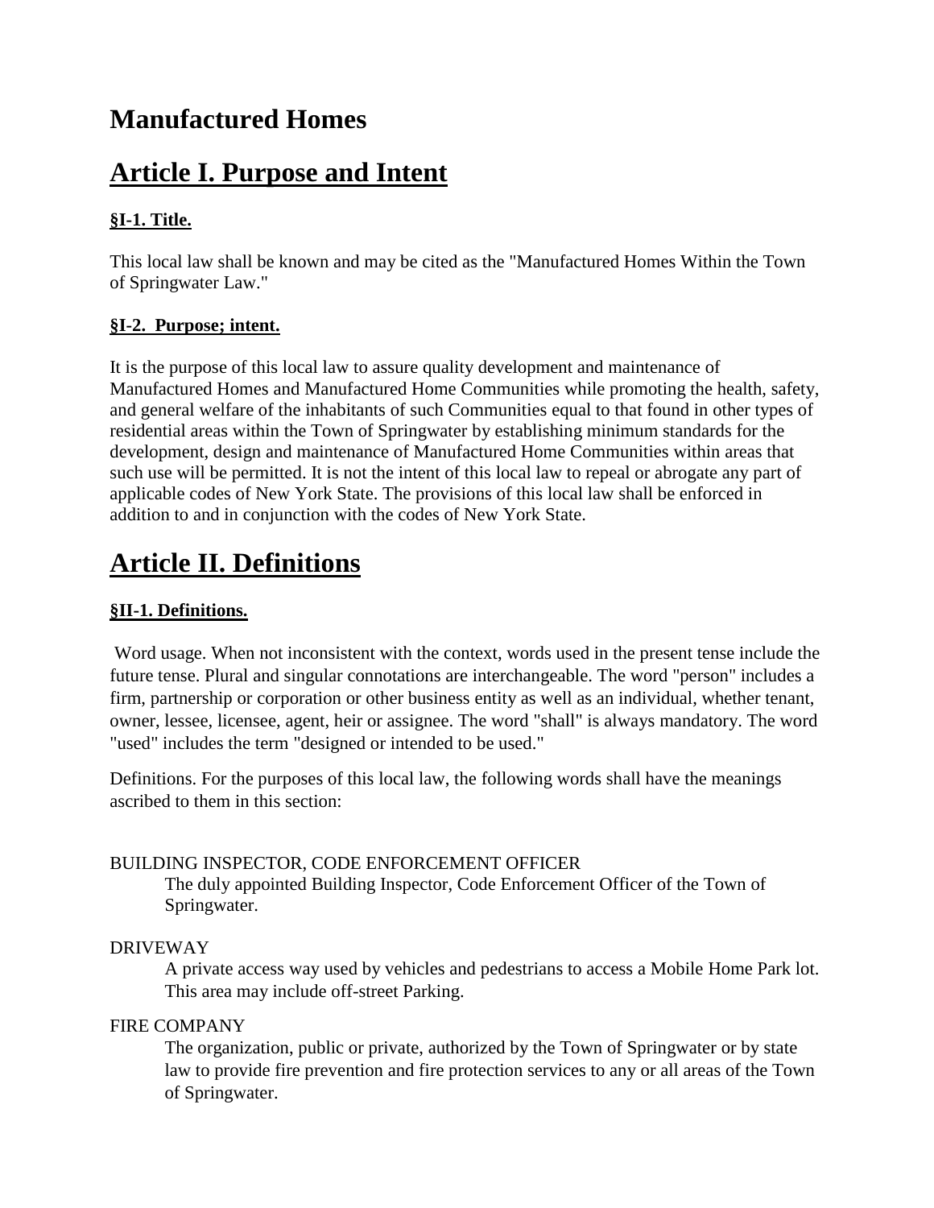# Manufactured Homes

## Article I. Purpose and Intent

### §I-1. Title.

This local law shall be known and may be cited as the "Manufactured Homes Within the Town of Springwater Law."

### §I-2. Purpose; intent.

It is the purpose of this local law to assure quality development and maintenance of Manufactured Homes and Manufactured Home Communities while promoting the health, safety, and general welfare of the inhabitants of such Communities equal to that found in other types of residential areas within the Town of Springwater by establishing minimum standards for the development, design and maintenance of Manufactured Home Communities within areas that such use will be permitted. It is not the intent of this local law to repeal or abrogate any part of applicable codes of New York State. The provisions of this local law shall be enforced in addition to and in conjunction with the codes of New York State.

## Article II. Definitions

### §II-1. Definitions.

Word usage. When not inconsistent with the context, words used in the present tense include the future tense. Plural and singular connotations are interchangeable. The word "person" includes a firm, partnership or corporation or other business entity as well as an individual, whether tenant, owner, lessee, licensee, agent, heir or assignee. The word "shall" is always mandatory. The word "used" includes the term "designed or intended to be used."

Definitions. For the purposes of this local law, the following words shall have the meanings ascribed to them in this section:

BUILDING INSPECTOR, CODE ENFORCEMENT OFFICER

> The duly appointed Building Inspector, Code Enforcement Officer of the Town of Springwater.

DRIVEWAY

> A private access way used by vehicles and pedestrians to access a Mobile Home Park lot. This area may include off-street Parking.

FIRE COMPANY

> The organization, public or private, authorized by the Town of Springwater or by state law to provide fire prevention and fire protection services to any or all areas of the Town of Springwater.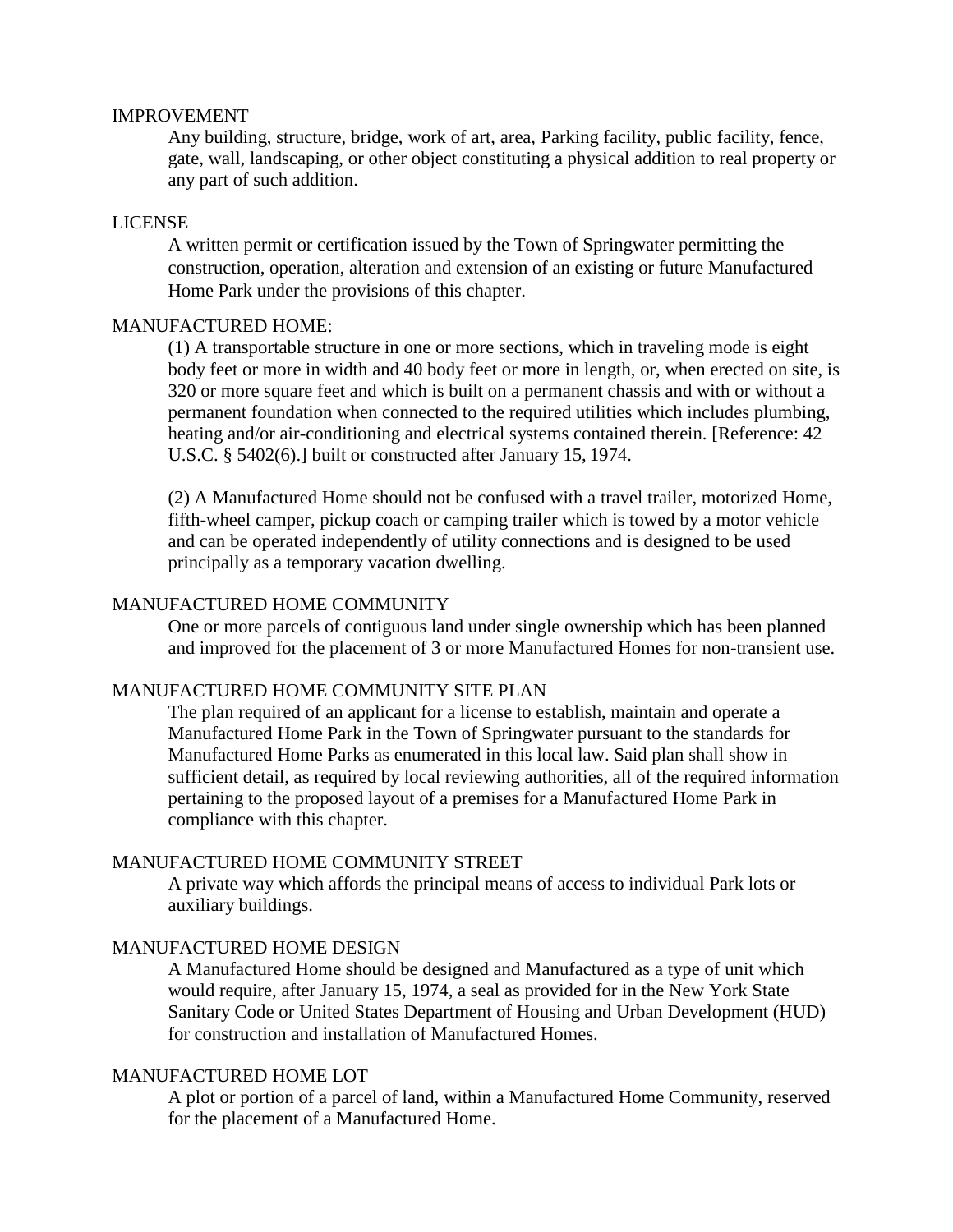IMPROVEMENT

Any building, structure, bridge, work of art, area, Parking facility, public facility, fence, gate, wall, landscaping, or other object constituting a physical addition to real property or any part of such addition.

LICENSE

A written permit or certification issued by the Town of Springwater permitting the construction, operation, alteration and extension of an existing or future Manufactured Home Park under the provisions of this chapter.

MANUFACTURED HOME:

(1) A transportable structure in one or more sections, which in traveling mode is eight body feet or more in width and 40 body feet or more in length, or, when erected on site, is 320 or more square feet and which is built on a permanent chassis and with or without a permanent foundation when connected to the required utilities which includes plumbing, heating and/or air-conditioning and electrical systems contained therein. [Reference: 42 U.S.C. § 5402(6).] built or constructed after January 15, 1974.

(2) A Manufactured Home should not be confused with a travel trailer, motorized Home, fifth-wheel camper, pickup coach or camping trailer which is towed by a motor vehicle and can be operated independently of utility connections and is designed to be used principally as a temporary vacation dwelling.

MANUFACTURED HOME COMMUNITY

One or more parcels of contiguous land under single ownership which has been planned and improved for the placement of 3 or more Manufactured Homes for non-transient use.

MANUFACTURED HOME COMMUNITY SITE PLAN

The plan required of an applicant for a license to establish, maintain and operate a Manufactured Home Park in the Town of Springwater pursuant to the standards for Manufactured Home Parks as enumerated in this local law. Said plan shall show in sufficient detail, as required by local reviewing authorities, all of the required information pertaining to the proposed layout of a premises for a Manufactured Home Park in compliance with this chapter.

MANUFACTURED HOME COMMUNITY STREET

A private way which affords the principal means of access to individual Park lots or auxiliary buildings.

MANUFACTURED HOME DESIGN

A Manufactured Home should be designed and Manufactured as a type of unit which would require, after January 15, 1974, a seal as provided for in the New York State Sanitary Code or United States Department of Housing and Urban Development (HUD) for construction and installation of Manufactured Homes.

MANUFACTURED HOME LOT

A plot or portion of a parcel of land, within a Manufactured Home Community, reserved for the placement of a Manufactured Home.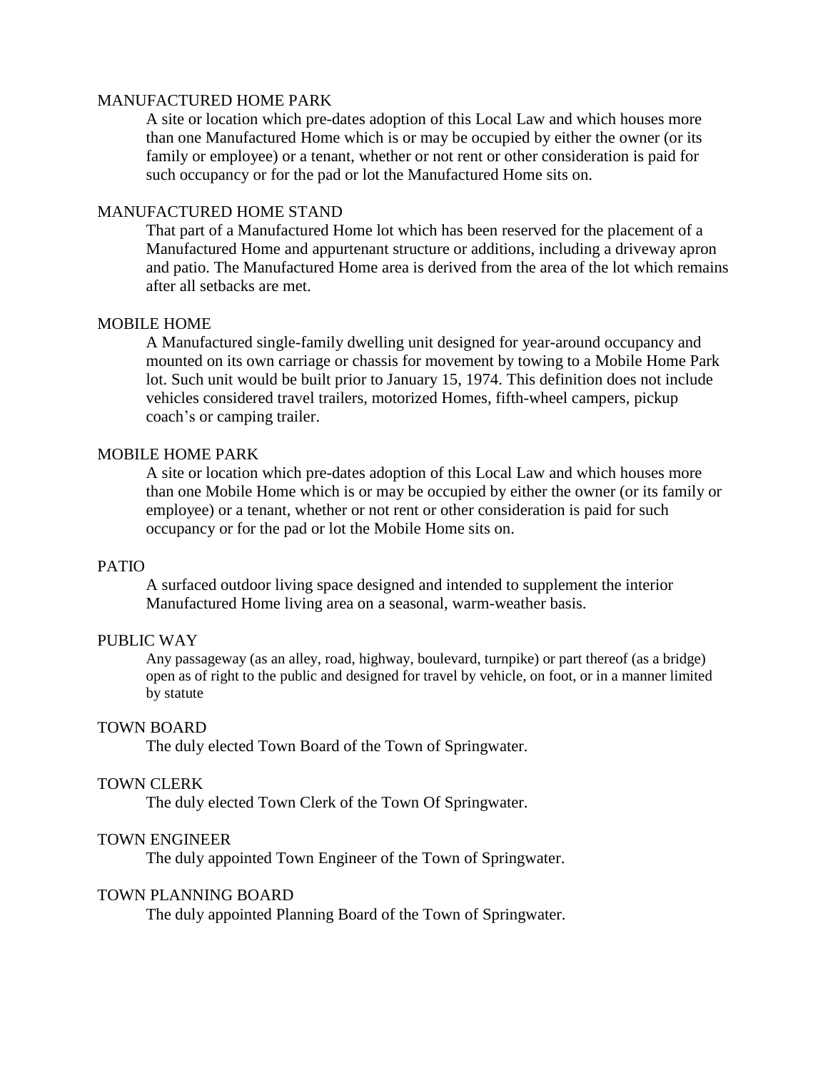MANUFACTURED HOME PARK

A site or location which pre-dates adoption of this Local Law and which houses more than one Manufactured Home which is or may be occupied by either the owner (or its family or employee) or a tenant, whether or not rent or other consideration is paid for such occupancy or for the pad or lot the Manufactured Home sits on.

MANUFACTURED HOME STAND

That part of a Manufactured Home lot which has been reserved for the placement of a Manufactured Home and appurtenant structure or additions, including a driveway apron and patio. The Manufactured Home area is derived from the area of the lot which remains after all setbacks are met.

MOBILE HOME

A Manufactured single-family dwelling unit designed for year-around occupancy and mounted on its own carriage or chassis for movement by towing to a Mobile Home Park lot. Such unit would be built prior to January 15, 1974. This definition does not include vehicles considered travel trailers, motorized Homes, fifth-wheel campers, pickup coach's or camping trailer.

MOBILE HOME PARK

A site or location which pre-dates adoption of this Local Law and which houses more than one Mobile Home which is or may be occupied by either the owner (or its family or employee) or a tenant, whether or not rent or other consideration is paid for such occupancy or for the pad or lot the Mobile Home sits on.

PATIO

A surfaced outdoor living space designed and intended to supplement the interior Manufactured Home living area on a seasonal, warm-weather basis.

PUBLIC WAY

Any passageway (as an alley, road, highway, boulevard, turnpike) or part thereof (as a bridge) open as of right to the public and designed for travel by vehicle, on foot, or in a manner limited by statute

TOWN BOARD

The duly elected Town Board of the Town of Springwater.

TOWN CLERK

The duly elected Town Clerk of the Town Of Springwater.

TOWN ENGINEER

The duly appointed Town Engineer of the Town of Springwater.

TOWN PLANNING BOARD

The duly appointed Planning Board of the Town of Springwater.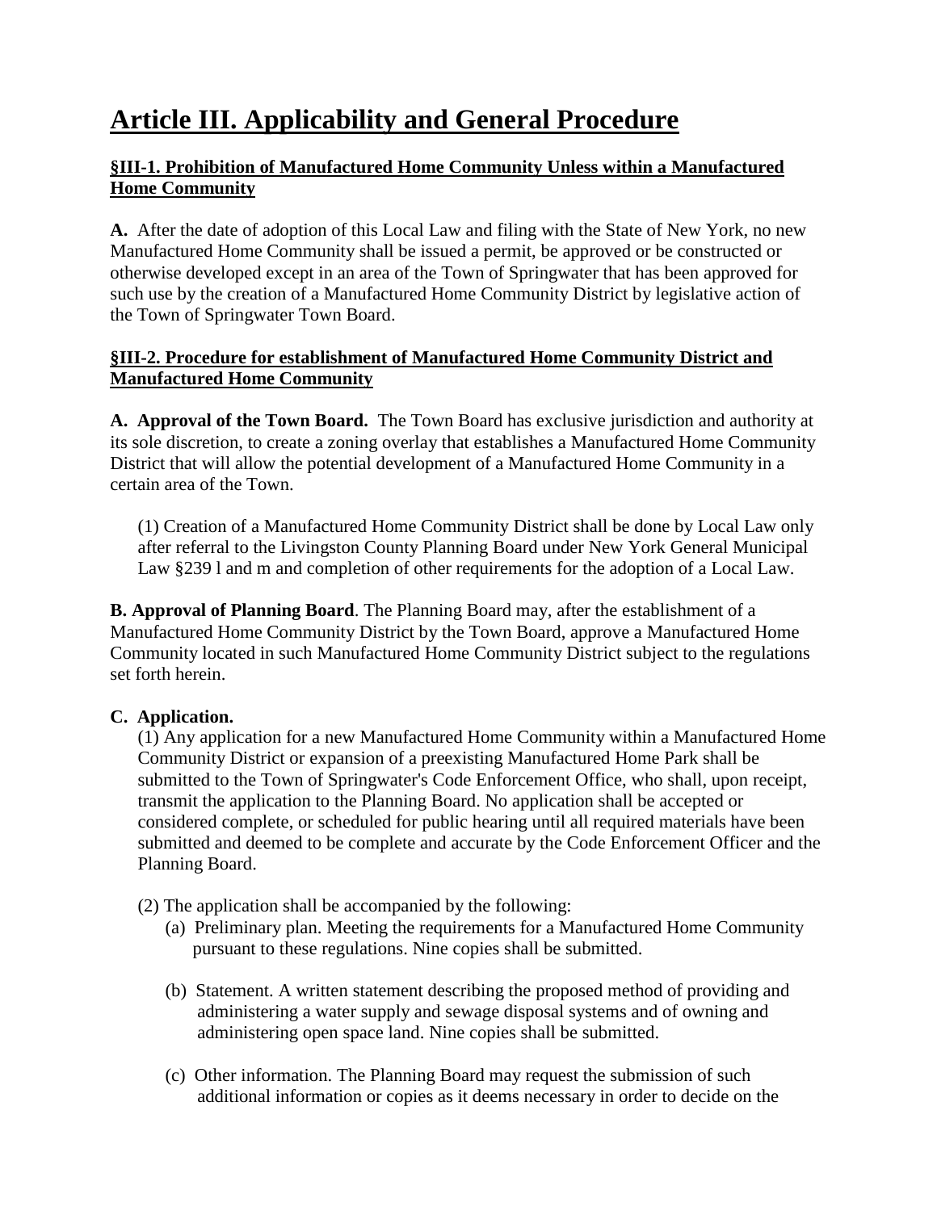# Article III. Applicability and General Procedure

## §III-1. Prohibition of Manufactured Home Community Unless within a Manufactured Home Community

**A.** After the date of adoption of this Local Law and filing with the State of New York, no new Manufactured Home Community shall be issued a permit, be approved or be constructed or otherwise developed except in an area of the Town of Springwater that has been approved for such use by the creation of a Manufactured Home Community District by legislative action of the Town of Springwater Town Board.

## §III-2. Procedure for establishment of Manufactured Home Community District and Manufactured Home Community

**A. Approval of the Town Board.** The Town Board has exclusive jurisdiction and authority at its sole discretion, to create a zoning overlay that establishes a Manufactured Home Community District that will allow the potential development of a Manufactured Home Community in a certain area of the Town.

(1) Creation of a Manufactured Home Community District shall be done by Local Law only after referral to the Livingston County Planning Board under New York General Municipal Law §239 l and m and completion of other requirements for the adoption of a Local Law.

**B. Approval of Planning Board**. The Planning Board may, after the establishment of a Manufactured Home Community District by the Town Board, approve a Manufactured Home Community located in such Manufactured Home Community District subject to the regulations set forth herein.

**C. Application.**

(1) Any application for a new Manufactured Home Community within a Manufactured Home Community District or expansion of a preexisting Manufactured Home Park shall be submitted to the Town of Springwater's Code Enforcement Office, who shall, upon receipt, transmit the application to the Planning Board. No application shall be accepted or considered complete, or scheduled for public hearing until all required materials have been submitted and deemed to be complete and accurate by the Code Enforcement Officer and the Planning Board.

(2) The application shall be accompanied by the following:

(a) Preliminary plan. Meeting the requirements for a Manufactured Home Community pursuant to these regulations. Nine copies shall be submitted.

(b) Statement. A written statement describing the proposed method of providing and administering a water supply and sewage disposal systems and of owning and administering open space land. Nine copies shall be submitted.

(c) Other information. The Planning Board may request the submission of such additional information or copies as it deems necessary in order to decide on the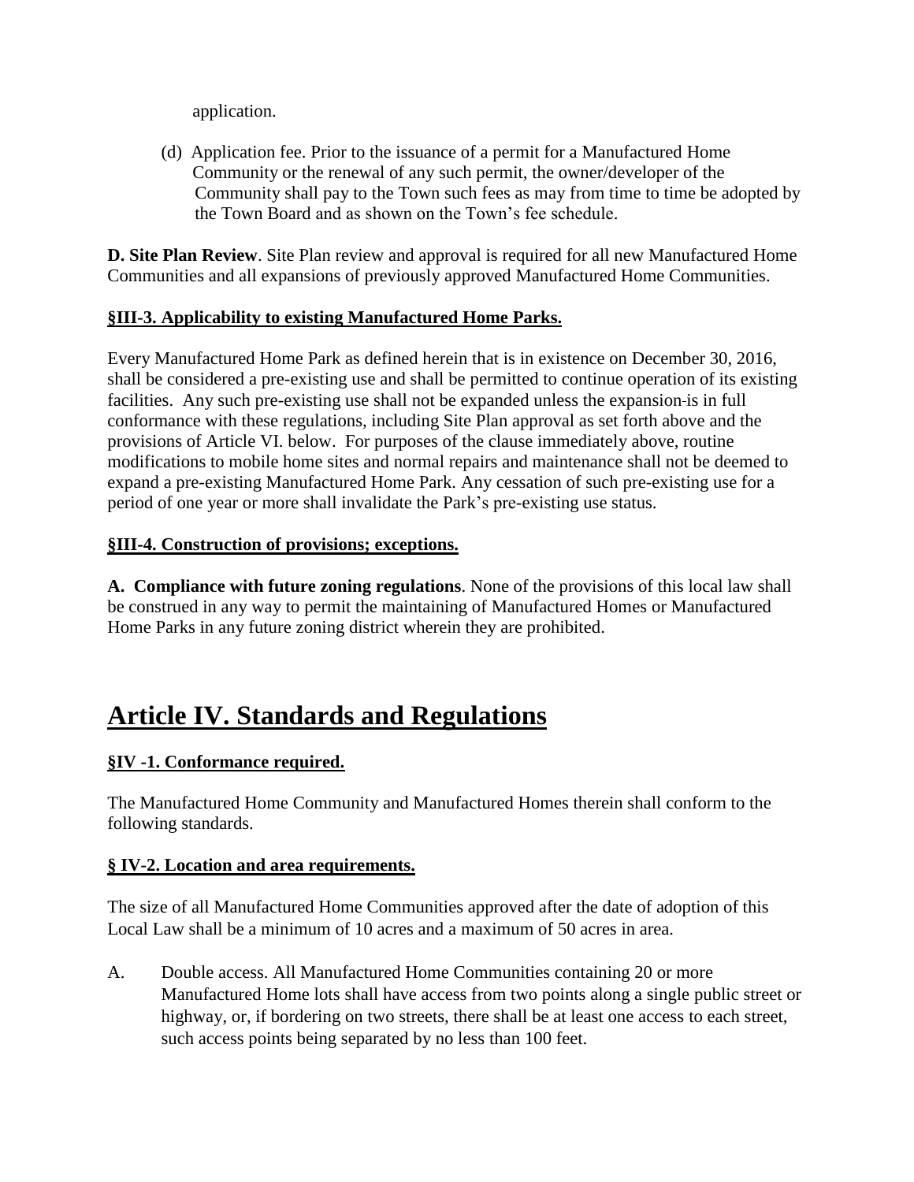application.

(d) Application fee. Prior to the issuance of a permit for a Manufactured Home Community or the renewal of any such permit, the owner/developer of the Community shall pay to the Town such fees as may from time to time be adopted by the Town Board and as shown on the Town's fee schedule.

**D. Site Plan Review**. Site Plan review and approval is required for all new Manufactured Home Communities and all expansions of previously approved Manufactured Home Communities.

### §III-3. Applicability to existing Manufactured Home Parks.

Every Manufactured Home Park as defined herein that is in existence on December 30, 2016, shall be considered a pre-existing use and shall be permitted to continue operation of its existing facilities. Any such pre-existing use shall not be expanded unless the expansion is in full conformance with these regulations, including Site Plan approval as set forth above and the provisions of Article VI. below. For purposes of the clause immediately above, routine modifications to mobile home sites and normal repairs and maintenance shall not be deemed to expand a pre-existing Manufactured Home Park. Any cessation of such pre-existing use for a period of one year or more shall invalidate the Park's pre-existing use status.

### §III-4. Construction of provisions; exceptions.

**A. Compliance with future zoning regulations**. None of the provisions of this local law shall be construed in any way to permit the maintaining of Manufactured Homes or Manufactured Home Parks in any future zoning district wherein they are prohibited.

# Article IV. Standards and Regulations

### §IV -1. Conformance required.

The Manufactured Home Community and Manufactured Homes therein shall conform to the following standards.

### § IV-2. Location and area requirements.

The size of all Manufactured Home Communities approved after the date of adoption of this Local Law shall be a minimum of 10 acres and a maximum of 50 acres in area.

A. Double access. All Manufactured Home Communities containing 20 or more Manufactured Home lots shall have access from two points along a single public street or highway, or, if bordering on two streets, there shall be at least one access to each street, such access points being separated by no less than 100 feet.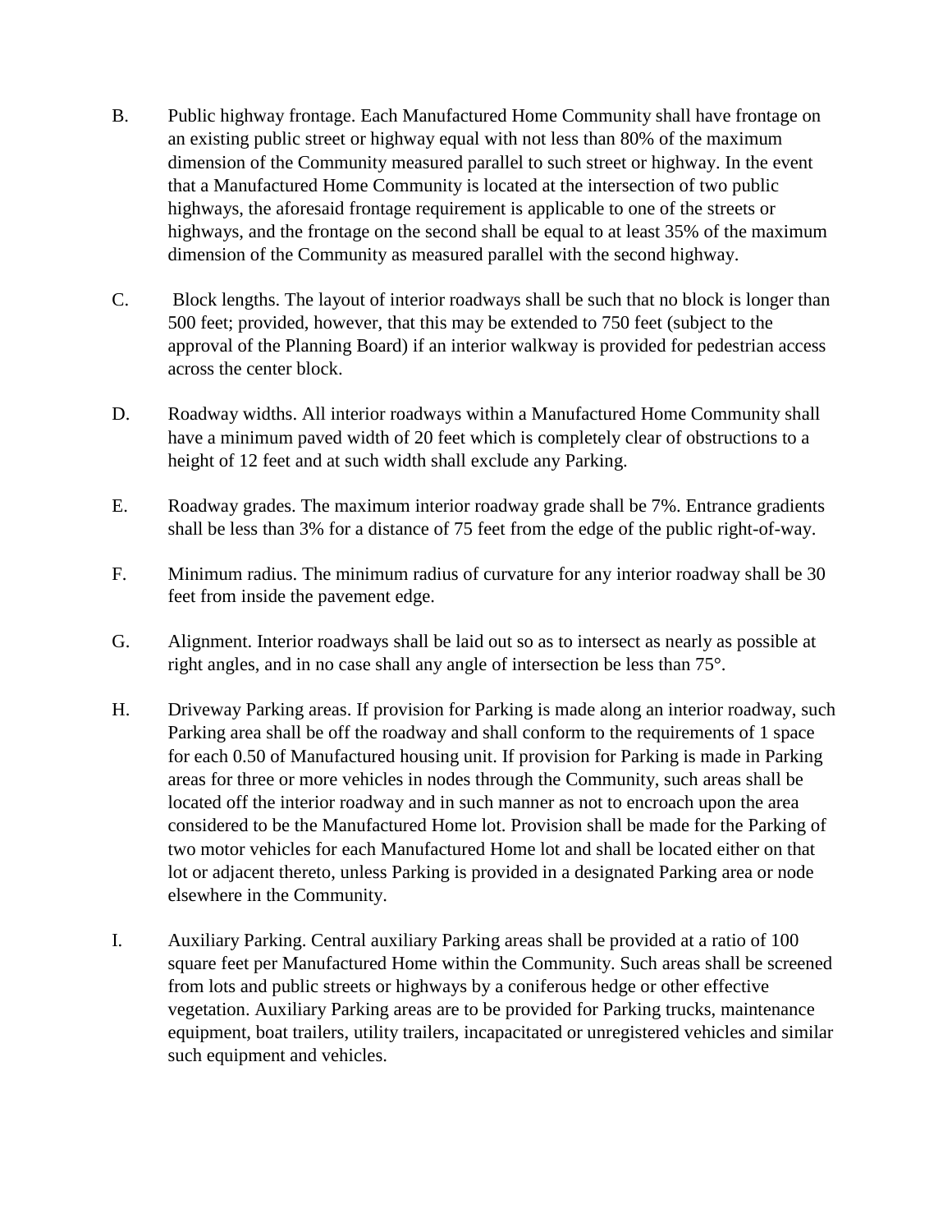B. Public highway frontage. Each Manufactured Home Community shall have frontage on an existing public street or highway equal with not less than 80% of the maximum dimension of the Community measured parallel to such street or highway. In the event that a Manufactured Home Community is located at the intersection of two public highways, the aforesaid frontage requirement is applicable to one of the streets or highways, and the frontage on the second shall be equal to at least 35% of the maximum dimension of the Community as measured parallel with the second highway.

C. Block lengths. The layout of interior roadways shall be such that no block is longer than 500 feet; provided, however, that this may be extended to 750 feet (subject to the approval of the Planning Board) if an interior walkway is provided for pedestrian access across the center block.

D. Roadway widths. All interior roadways within a Manufactured Home Community shall have a minimum paved width of 20 feet which is completely clear of obstructions to a height of 12 feet and at such width shall exclude any Parking.

E. Roadway grades. The maximum interior roadway grade shall be 7%. Entrance gradients shall be less than 3% for a distance of 75 feet from the edge of the public right-of-way.

F. Minimum radius. The minimum radius of curvature for any interior roadway shall be 30 feet from inside the pavement edge.

G. Alignment. Interior roadways shall be laid out so as to intersect as nearly as possible at right angles, and in no case shall any angle of intersection be less than 75°.

H. Driveway Parking areas. If provision for Parking is made along an interior roadway, such Parking area shall be off the roadway and shall conform to the requirements of 1 space for each 0.50 of Manufactured housing unit. If provision for Parking is made in Parking areas for three or more vehicles in nodes through the Community, such areas shall be located off the interior roadway and in such manner as not to encroach upon the area considered to be the Manufactured Home lot. Provision shall be made for the Parking of two motor vehicles for each Manufactured Home lot and shall be located either on that lot or adjacent thereto, unless Parking is provided in a designated Parking area or node elsewhere in the Community.

I. Auxiliary Parking. Central auxiliary Parking areas shall be provided at a ratio of 100 square feet per Manufactured Home within the Community. Such areas shall be screened from lots and public streets or highways by a coniferous hedge or other effective vegetation. Auxiliary Parking areas are to be provided for Parking trucks, maintenance equipment, boat trailers, utility trailers, incapacitated or unregistered vehicles and similar such equipment and vehicles.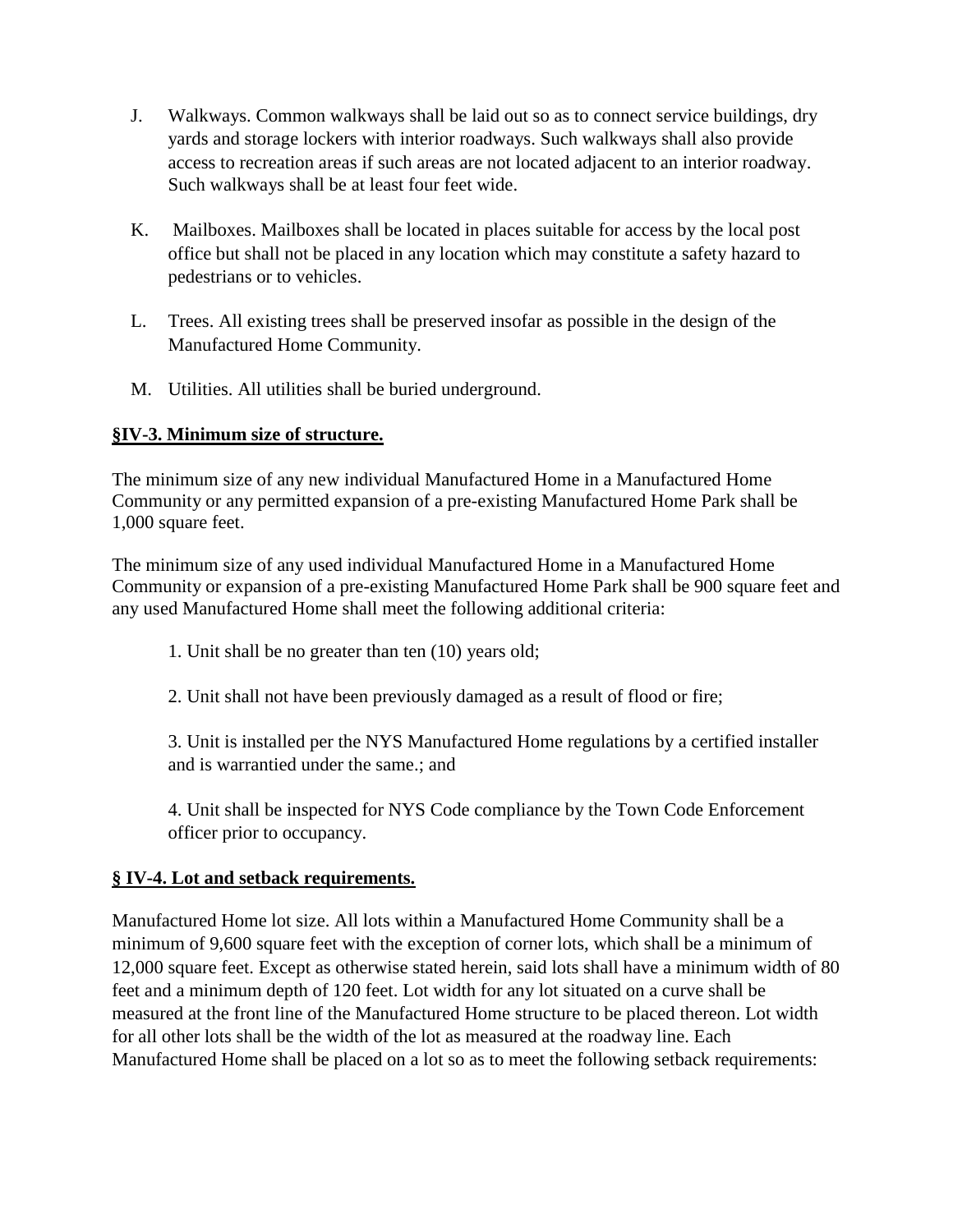J. Walkways. Common walkways shall be laid out so as to connect service buildings, dry yards and storage lockers with interior roadways. Such walkways shall also provide access to recreation areas if such areas are not located adjacent to an interior roadway. Such walkways shall be at least four feet wide.

K. Mailboxes. Mailboxes shall be located in places suitable for access by the local post office but shall not be placed in any location which may constitute a safety hazard to pedestrians or to vehicles.

L. Trees. All existing trees shall be preserved insofar as possible in the design of the Manufactured Home Community.

M. Utilities. All utilities shall be buried underground.

**§IV-3. Minimum size of structure.**

The minimum size of any new individual Manufactured Home in a Manufactured Home Community or any permitted expansion of a pre-existing Manufactured Home Park shall be 1,000 square feet.

The minimum size of any used individual Manufactured Home in a Manufactured Home Community or expansion of a pre-existing Manufactured Home Park shall be 900 square feet and any used Manufactured Home shall meet the following additional criteria:

1. Unit shall be no greater than ten (10) years old;

2. Unit shall not have been previously damaged as a result of flood or fire;

3. Unit is installed per the NYS Manufactured Home regulations by a certified installer and is warrantied under the same.; and

4. Unit shall be inspected for NYS Code compliance by the Town Code Enforcement officer prior to occupancy.

**§ IV-4. Lot and setback requirements.**

Manufactured Home lot size. All lots within a Manufactured Home Community shall be a minimum of 9,600 square feet with the exception of corner lots, which shall be a minimum of 12,000 square feet. Except as otherwise stated herein, said lots shall have a minimum width of 80 feet and a minimum depth of 120 feet. Lot width for any lot situated on a curve shall be measured at the front line of the Manufactured Home structure to be placed thereon. Lot width for all other lots shall be the width of the lot as measured at the roadway line. Each Manufactured Home shall be placed on a lot so as to meet the following setback requirements: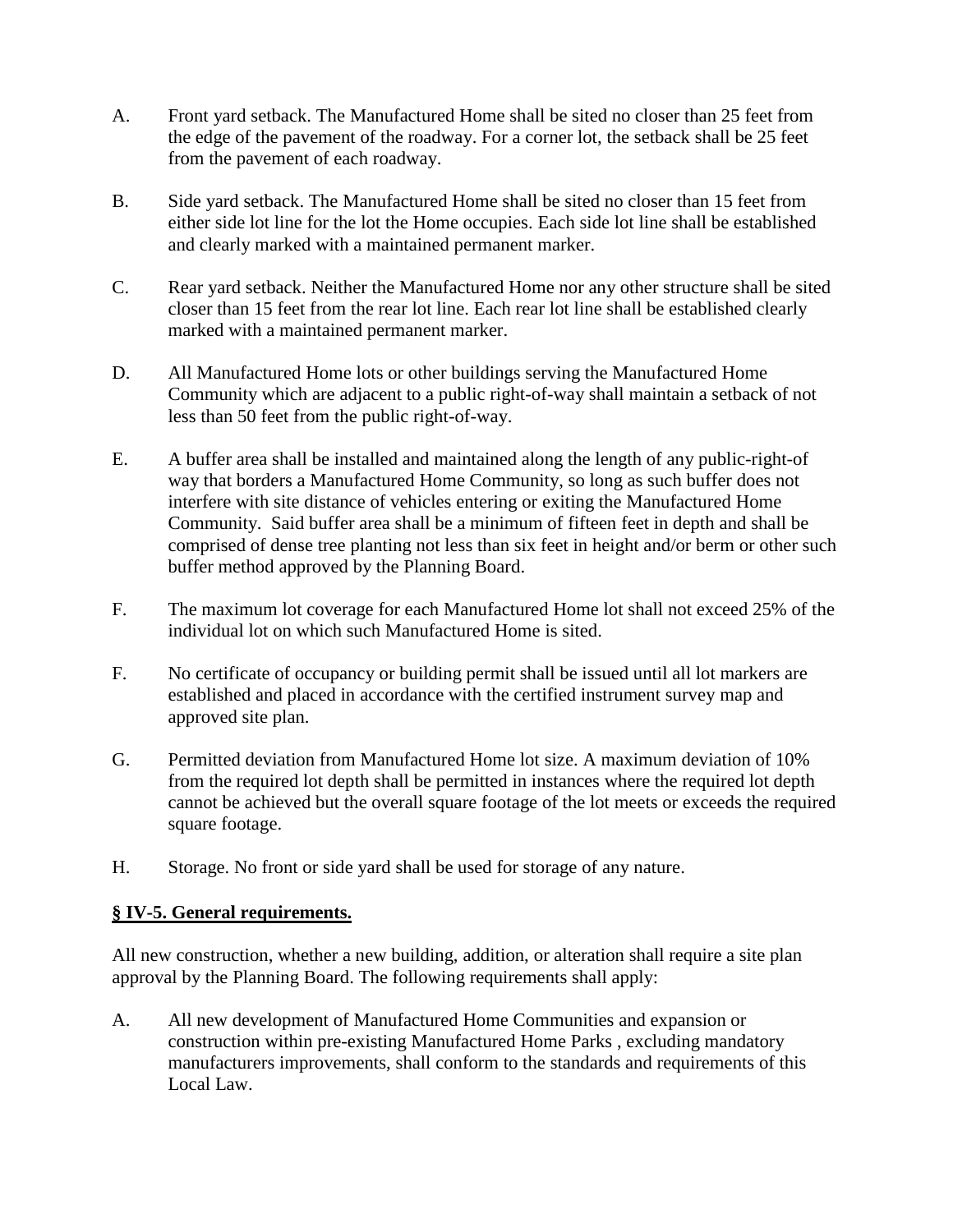A. Front yard setback. The Manufactured Home shall be sited no closer than 25 feet from the edge of the pavement of the roadway. For a corner lot, the setback shall be 25 feet from the pavement of each roadway.

B. Side yard setback. The Manufactured Home shall be sited no closer than 15 feet from either side lot line for the lot the Home occupies. Each side lot line shall be established and clearly marked with a maintained permanent marker.

C. Rear yard setback. Neither the Manufactured Home nor any other structure shall be sited closer than 15 feet from the rear lot line. Each rear lot line shall be established clearly marked with a maintained permanent marker.

D. All Manufactured Home lots or other buildings serving the Manufactured Home Community which are adjacent to a public right-of-way shall maintain a setback of not less than 50 feet from the public right-of-way.

E. A buffer area shall be installed and maintained along the length of any public-right-of way that borders a Manufactured Home Community, so long as such buffer does not interfere with site distance of vehicles entering or exiting the Manufactured Home Community. Said buffer area shall be a minimum of fifteen feet in depth and shall be comprised of dense tree planting not less than six feet in height and/or berm or other such buffer method approved by the Planning Board.

F. The maximum lot coverage for each Manufactured Home lot shall not exceed 25% of the individual lot on which such Manufactured Home is sited.

F. No certificate of occupancy or building permit shall be issued until all lot markers are established and placed in accordance with the certified instrument survey map and approved site plan.

G. Permitted deviation from Manufactured Home lot size. A maximum deviation of 10% from the required lot depth shall be permitted in instances where the required lot depth cannot be achieved but the overall square footage of the lot meets or exceeds the required square footage.

H. Storage. No front or side yard shall be used for storage of any nature.

### **§ IV-5. General requirements.**

All new construction, whether a new building, addition, or alteration shall require a site plan approval by the Planning Board. The following requirements shall apply:

A. All new development of Manufactured Home Communities and expansion or construction within pre-existing Manufactured Home Parks , excluding mandatory manufacturers improvements, shall conform to the standards and requirements of this Local Law.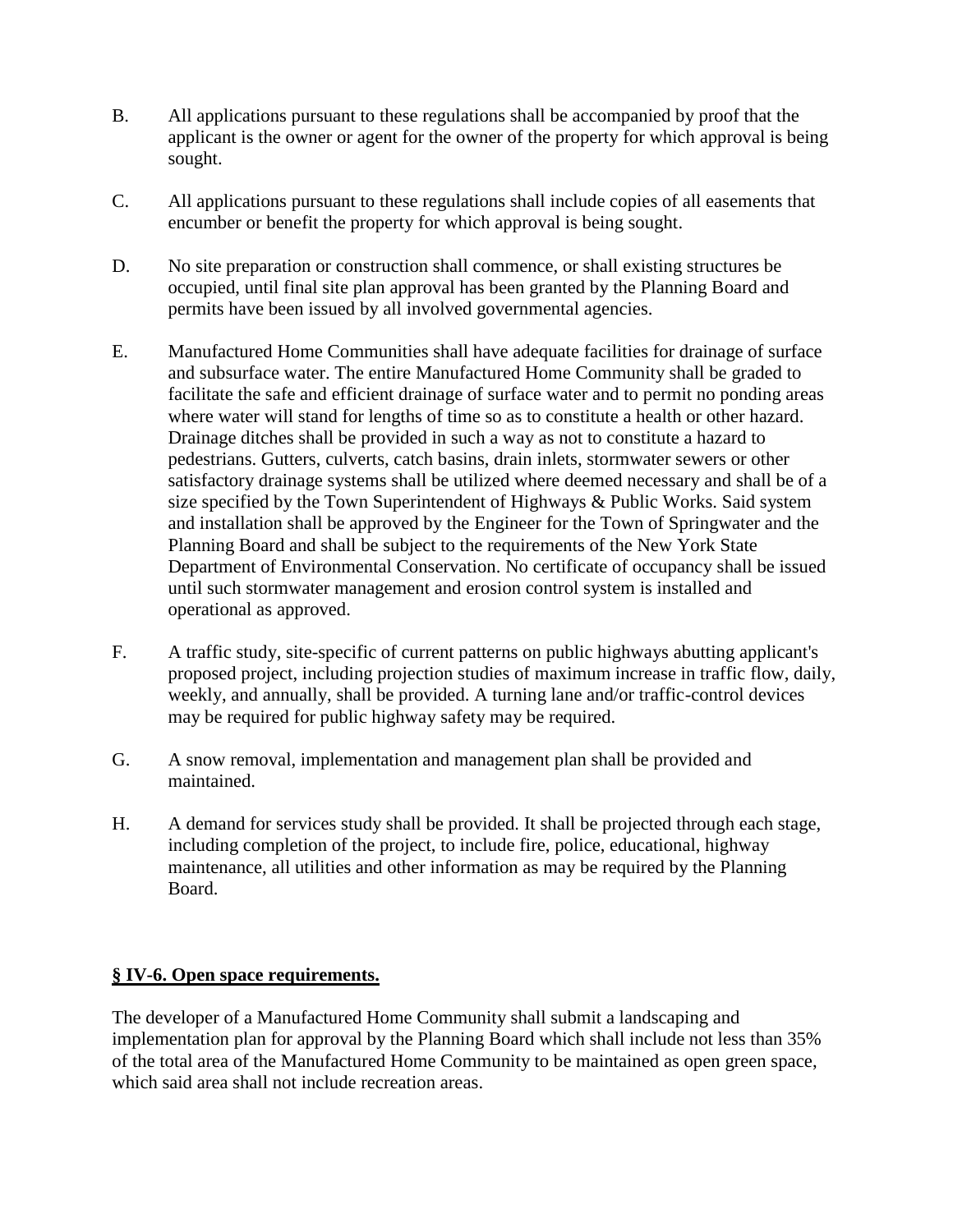B. All applications pursuant to these regulations shall be accompanied by proof that the applicant is the owner or agent for the owner of the property for which approval is being sought.

C. All applications pursuant to these regulations shall include copies of all easements that encumber or benefit the property for which approval is being sought.

D. No site preparation or construction shall commence, or shall existing structures be occupied, until final site plan approval has been granted by the Planning Board and permits have been issued by all involved governmental agencies.

E. Manufactured Home Communities shall have adequate facilities for drainage of surface and subsurface water. The entire Manufactured Home Community shall be graded to facilitate the safe and efficient drainage of surface water and to permit no ponding areas where water will stand for lengths of time so as to constitute a health or other hazard. Drainage ditches shall be provided in such a way as not to constitute a hazard to pedestrians. Gutters, culverts, catch basins, drain inlets, stormwater sewers or other satisfactory drainage systems shall be utilized where deemed necessary and shall be of a size specified by the Town Superintendent of Highways & Public Works. Said system and installation shall be approved by the Engineer for the Town of Springwater and the Planning Board and shall be subject to the requirements of the New York State Department of Environmental Conservation. No certificate of occupancy shall be issued until such stormwater management and erosion control system is installed and operational as approved.

F. A traffic study, site-specific of current patterns on public highways abutting applicant's proposed project, including projection studies of maximum increase in traffic flow, daily, weekly, and annually, shall be provided. A turning lane and/or traffic-control devices may be required for public highway safety may be required.

G. A snow removal, implementation and management plan shall be provided and maintained.

H. A demand for services study shall be provided. It shall be projected through each stage, including completion of the project, to include fire, police, educational, highway maintenance, all utilities and other information as may be required by the Planning Board.

## § IV-6. Open space requirements.

The developer of a Manufactured Home Community shall submit a landscaping and implementation plan for approval by the Planning Board which shall include not less than 35% of the total area of the Manufactured Home Community to be maintained as open green space, which said area shall not include recreation areas.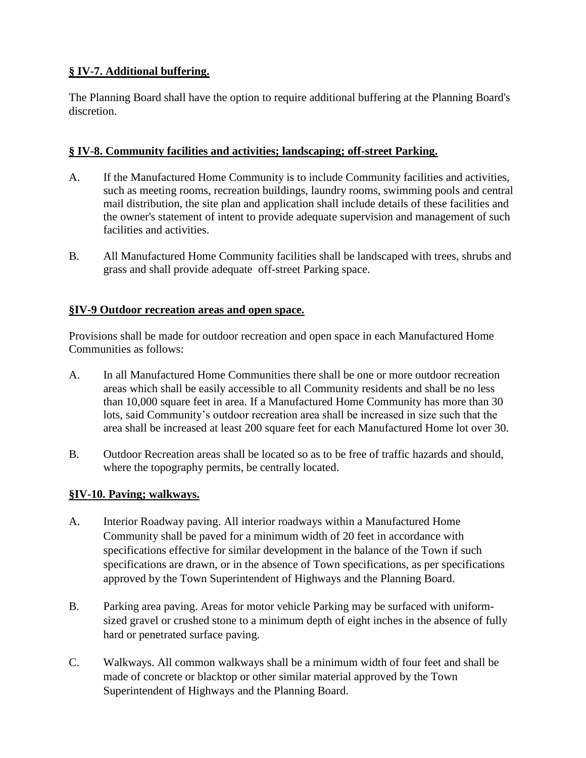## § IV-7. Additional buffering.

The Planning Board shall have the option to require additional buffering at the Planning Board's discretion.

## § IV-8. Community facilities and activities; landscaping; off-street Parking.

A. If the Manufactured Home Community is to include Community facilities and activities, such as meeting rooms, recreation buildings, laundry rooms, swimming pools and central mail distribution, the site plan and application shall include details of these facilities and the owner's statement of intent to provide adequate supervision and management of such facilities and activities.

B. All Manufactured Home Community facilities shall be landscaped with trees, shrubs and grass and shall provide adequate off-street Parking space.

## §IV-9 Outdoor recreation areas and open space.

Provisions shall be made for outdoor recreation and open space in each Manufactured Home Communities as follows:

A. In all Manufactured Home Communities there shall be one or more outdoor recreation areas which shall be easily accessible to all Community residents and shall be no less than 10,000 square feet in area. If a Manufactured Home Community has more than 30 lots, said Community's outdoor recreation area shall be increased in size such that the area shall be increased at least 200 square feet for each Manufactured Home lot over 30.

B. Outdoor Recreation areas shall be located so as to be free of traffic hazards and should, where the topography permits, be centrally located.

## §IV-10. Paving; walkways.

A. Interior Roadway paving. All interior roadways within a Manufactured Home Community shall be paved for a minimum width of 20 feet in accordance with specifications effective for similar development in the balance of the Town if such specifications are drawn, or in the absence of Town specifications, as per specifications approved by the Town Superintendent of Highways and the Planning Board.

B. Parking area paving. Areas for motor vehicle Parking may be surfaced with uniform-sized gravel or crushed stone to a minimum depth of eight inches in the absence of fully hard or penetrated surface paving.

C. Walkways. All common walkways shall be a minimum width of four feet and shall be made of concrete or blacktop or other similar material approved by the Town Superintendent of Highways and the Planning Board.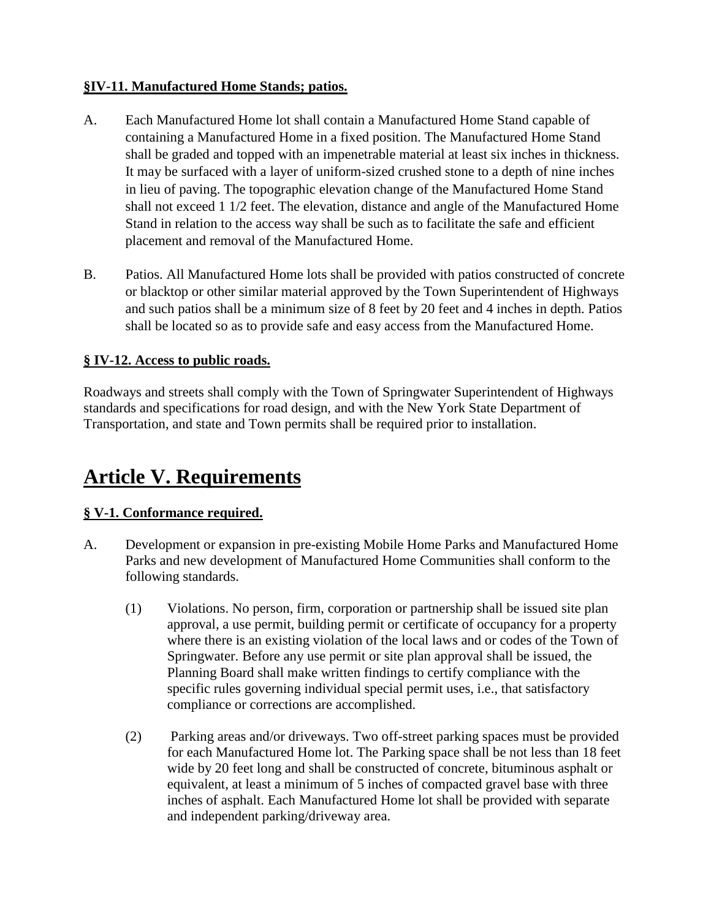### §IV-11. Manufactured Home Stands; patios.

A. Each Manufactured Home lot shall contain a Manufactured Home Stand capable of containing a Manufactured Home in a fixed position. The Manufactured Home Stand shall be graded and topped with an impenetrable material at least six inches in thickness. It may be surfaced with a layer of uniform-sized crushed stone to a depth of nine inches in lieu of paving. The topographic elevation change of the Manufactured Home Stand shall not exceed 1 1/2 feet. The elevation, distance and angle of the Manufactured Home Stand in relation to the access way shall be such as to facilitate the safe and efficient placement and removal of the Manufactured Home.

B. Patios. All Manufactured Home lots shall be provided with patios constructed of concrete or blacktop or other similar material approved by the Town Superintendent of Highways and such patios shall be a minimum size of 8 feet by 20 feet and 4 inches in depth. Patios shall be located so as to provide safe and easy access from the Manufactured Home.

### § IV-12. Access to public roads.

Roadways and streets shall comply with the Town of Springwater Superintendent of Highways standards and specifications for road design, and with the New York State Department of Transportation, and state and Town permits shall be required prior to installation.

# Article V. Requirements

### § V-1. Conformance required.

A. Development or expansion in pre-existing Mobile Home Parks and Manufactured Home Parks and new development of Manufactured Home Communities shall conform to the following standards.

   (1) Violations. No person, firm, corporation or partnership shall be issued site plan approval, a use permit, building permit or certificate of occupancy for a property where there is an existing violation of the local laws and or codes of the Town of Springwater. Before any use permit or site plan approval shall be issued, the Planning Board shall make written findings to certify compliance with the specific rules governing individual special permit uses, i.e., that satisfactory compliance or corrections are accomplished.

   (2) Parking areas and/or driveways. Two off-street parking spaces must be provided for each Manufactured Home lot. The Parking space shall be not less than 18 feet wide by 20 feet long and shall be constructed of concrete, bituminous asphalt or equivalent, at least a minimum of 5 inches of compacted gravel base with three inches of asphalt. Each Manufactured Home lot shall be provided with separate and independent parking/driveway area.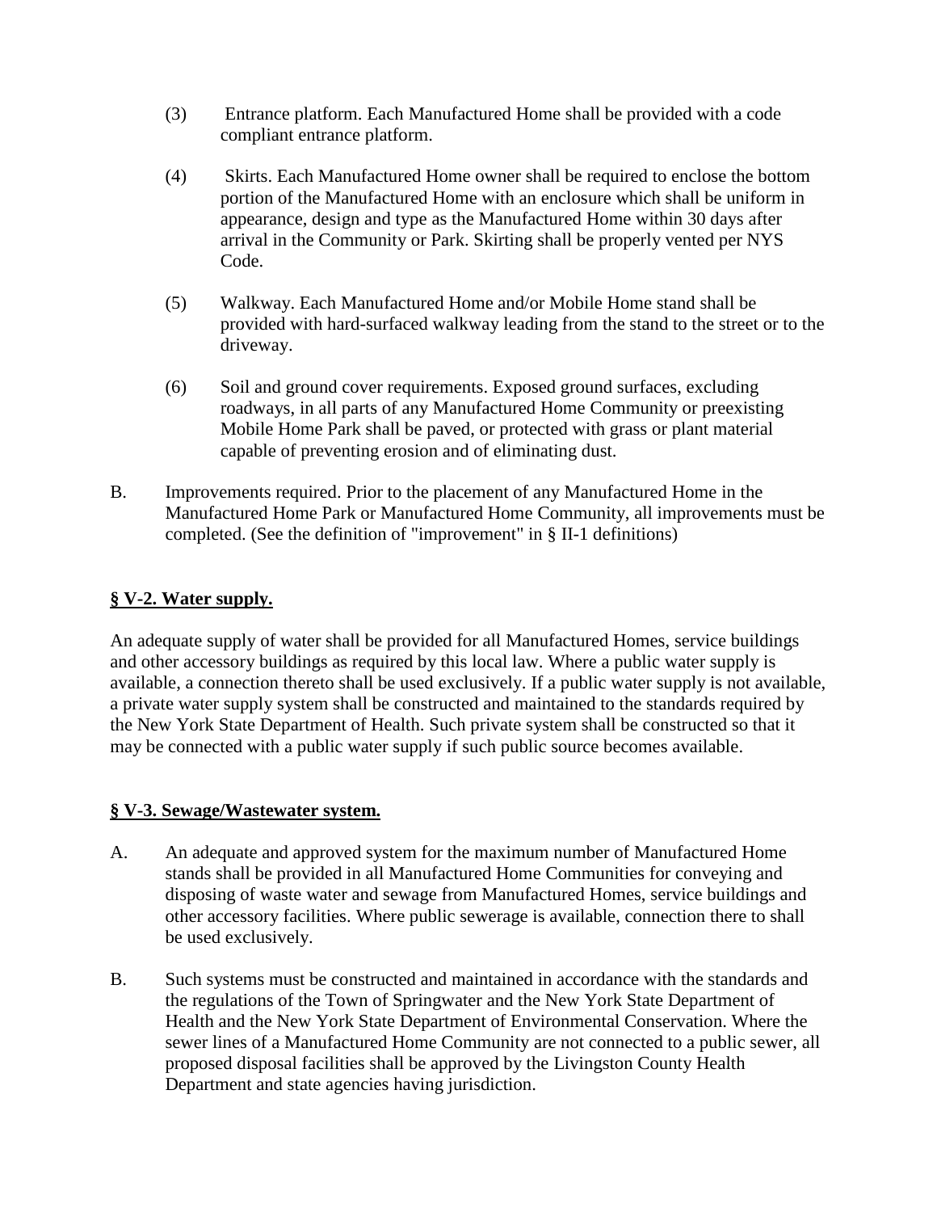(3) Entrance platform. Each Manufactured Home shall be provided with a code compliant entrance platform.

(4) Skirts. Each Manufactured Home owner shall be required to enclose the bottom portion of the Manufactured Home with an enclosure which shall be uniform in appearance, design and type as the Manufactured Home within 30 days after arrival in the Community or Park. Skirting shall be properly vented per NYS Code.

(5) Walkway. Each Manufactured Home and/or Mobile Home stand shall be provided with hard-surfaced walkway leading from the stand to the street or to the driveway.

(6) Soil and ground cover requirements. Exposed ground surfaces, excluding roadways, in all parts of any Manufactured Home Community or preexisting Mobile Home Park shall be paved, or protected with grass or plant material capable of preventing erosion and of eliminating dust.

B. Improvements required. Prior to the placement of any Manufactured Home in the Manufactured Home Park or Manufactured Home Community, all improvements must be completed. (See the definition of "improvement" in § II-1 definitions)

## § V-2. Water supply.

An adequate supply of water shall be provided for all Manufactured Homes, service buildings and other accessory buildings as required by this local law. Where a public water supply is available, a connection thereto shall be used exclusively. If a public water supply is not available, a private water supply system shall be constructed and maintained to the standards required by the New York State Department of Health. Such private system shall be constructed so that it may be connected with a public water supply if such public source becomes available.

## § V-3. Sewage/Wastewater system.

A. An adequate and approved system for the maximum number of Manufactured Home stands shall be provided in all Manufactured Home Communities for conveying and disposing of waste water and sewage from Manufactured Homes, service buildings and other accessory facilities. Where public sewerage is available, connection there to shall be used exclusively.

B. Such systems must be constructed and maintained in accordance with the standards and the regulations of the Town of Springwater and the New York State Department of Health and the New York State Department of Environmental Conservation. Where the sewer lines of a Manufactured Home Community are not connected to a public sewer, all proposed disposal facilities shall be approved by the Livingston County Health Department and state agencies having jurisdiction.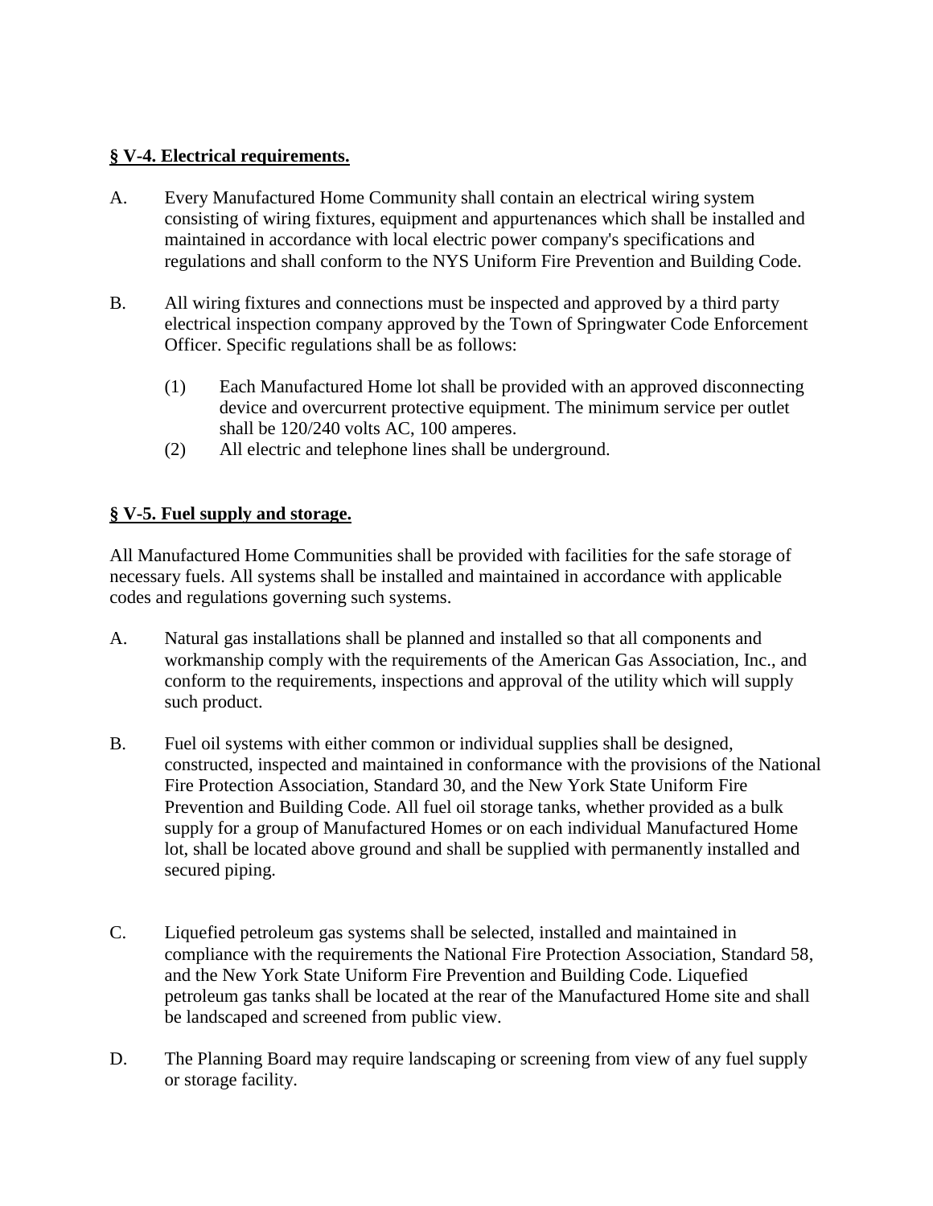**§ V-4. Electrical requirements.**

A. Every Manufactured Home Community shall contain an electrical wiring system consisting of wiring fixtures, equipment and appurtenances which shall be installed and maintained in accordance with local electric power company's specifications and regulations and shall conform to the NYS Uniform Fire Prevention and Building Code.

B. All wiring fixtures and connections must be inspected and approved by a third party electrical inspection company approved by the Town of Springwater Code Enforcement Officer. Specific regulations shall be as follows:

    (1) Each Manufactured Home lot shall be provided with an approved disconnecting device and overcurrent protective equipment. The minimum service per outlet shall be 120/240 volts AC, 100 amperes.
    (2) All electric and telephone lines shall be underground.

**§ V-5. Fuel supply and storage.**

All Manufactured Home Communities shall be provided with facilities for the safe storage of necessary fuels. All systems shall be installed and maintained in accordance with applicable codes and regulations governing such systems.

A. Natural gas installations shall be planned and installed so that all components and workmanship comply with the requirements of the American Gas Association, Inc., and conform to the requirements, inspections and approval of the utility which will supply such product.

B. Fuel oil systems with either common or individual supplies shall be designed, constructed, inspected and maintained in conformance with the provisions of the National Fire Protection Association, Standard 30, and the New York State Uniform Fire Prevention and Building Code. All fuel oil storage tanks, whether provided as a bulk supply for a group of Manufactured Homes or on each individual Manufactured Home lot, shall be located above ground and shall be supplied with permanently installed and secured piping.

C. Liquefied petroleum gas systems shall be selected, installed and maintained in compliance with the requirements the National Fire Protection Association, Standard 58, and the New York State Uniform Fire Prevention and Building Code. Liquefied petroleum gas tanks shall be located at the rear of the Manufactured Home site and shall be landscaped and screened from public view.

D. The Planning Board may require landscaping or screening from view of any fuel supply or storage facility.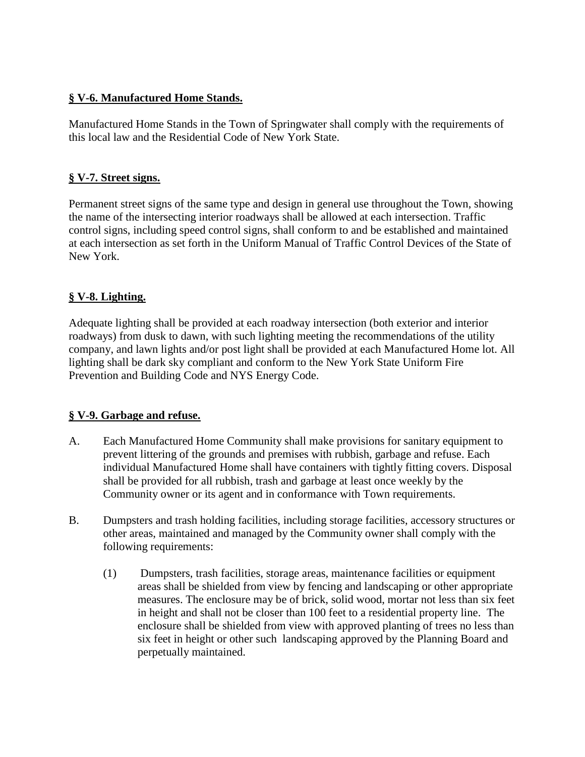**§ V-6. Manufactured Home Stands.**

Manufactured Home Stands in the Town of Springwater shall comply with the requirements of this local law and the Residential Code of New York State.

**§ V-7. Street signs.**

Permanent street signs of the same type and design in general use throughout the Town, showing the name of the intersecting interior roadways shall be allowed at each intersection. Traffic control signs, including speed control signs, shall conform to and be established and maintained at each intersection as set forth in the Uniform Manual of Traffic Control Devices of the State of New York.

**§ V-8. Lighting.**

Adequate lighting shall be provided at each roadway intersection (both exterior and interior roadways) from dusk to dawn, with such lighting meeting the recommendations of the utility company, and lawn lights and/or post light shall be provided at each Manufactured Home lot. All lighting shall be dark sky compliant and conform to the New York State Uniform Fire Prevention and Building Code and NYS Energy Code.

**§ V-9. Garbage and refuse.**

A. Each Manufactured Home Community shall make provisions for sanitary equipment to prevent littering of the grounds and premises with rubbish, garbage and refuse. Each individual Manufactured Home shall have containers with tightly fitting covers. Disposal shall be provided for all rubbish, trash and garbage at least once weekly by the Community owner or its agent and in conformance with Town requirements.

B. Dumpsters and trash holding facilities, including storage facilities, accessory structures or other areas, maintained and managed by the Community owner shall comply with the following requirements:

(1) Dumpsters, trash facilities, storage areas, maintenance facilities or equipment areas shall be shielded from view by fencing and landscaping or other appropriate measures. The enclosure may be of brick, solid wood, mortar not less than six feet in height and shall not be closer than 100 feet to a residential property line. The enclosure shall be shielded from view with approved planting of trees no less than six feet in height or other such landscaping approved by the Planning Board and perpetually maintained.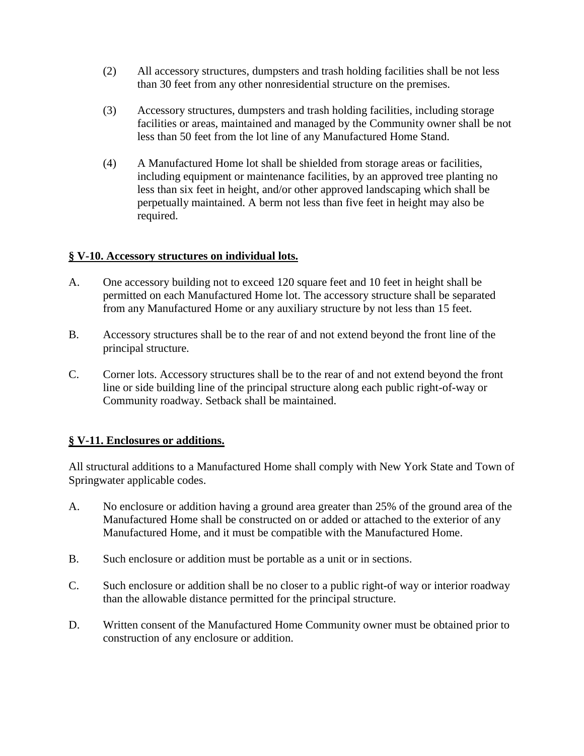(2) All accessory structures, dumpsters and trash holding facilities shall be not less than 30 feet from any other nonresidential structure on the premises.

(3) Accessory structures, dumpsters and trash holding facilities, including storage facilities or areas, maintained and managed by the Community owner shall be not less than 50 feet from the lot line of any Manufactured Home Stand.

(4) A Manufactured Home lot shall be shielded from storage areas or facilities, including equipment or maintenance facilities, by an approved tree planting no less than six feet in height, and/or other approved landscaping which shall be perpetually maintained. A berm not less than five feet in height may also be required.

## **§ V-10. Accessory structures on individual lots.**

A. One accessory building not to exceed 120 square feet and 10 feet in height shall be permitted on each Manufactured Home lot. The accessory structure shall be separated from any Manufactured Home or any auxiliary structure by not less than 15 feet.

B. Accessory structures shall be to the rear of and not extend beyond the front line of the principal structure.

C. Corner lots. Accessory structures shall be to the rear of and not extend beyond the front line or side building line of the principal structure along each public right-of-way or Community roadway. Setback shall be maintained.

## **§ V-11. Enclosures or additions.**

All structural additions to a Manufactured Home shall comply with New York State and Town of Springwater applicable codes.

A. No enclosure or addition having a ground area greater than 25% of the ground area of the Manufactured Home shall be constructed on or added or attached to the exterior of any Manufactured Home, and it must be compatible with the Manufactured Home.

B. Such enclosure or addition must be portable as a unit or in sections.

C. Such enclosure or addition shall be no closer to a public right-of way or interior roadway than the allowable distance permitted for the principal structure.

D. Written consent of the Manufactured Home Community owner must be obtained prior to construction of any enclosure or addition.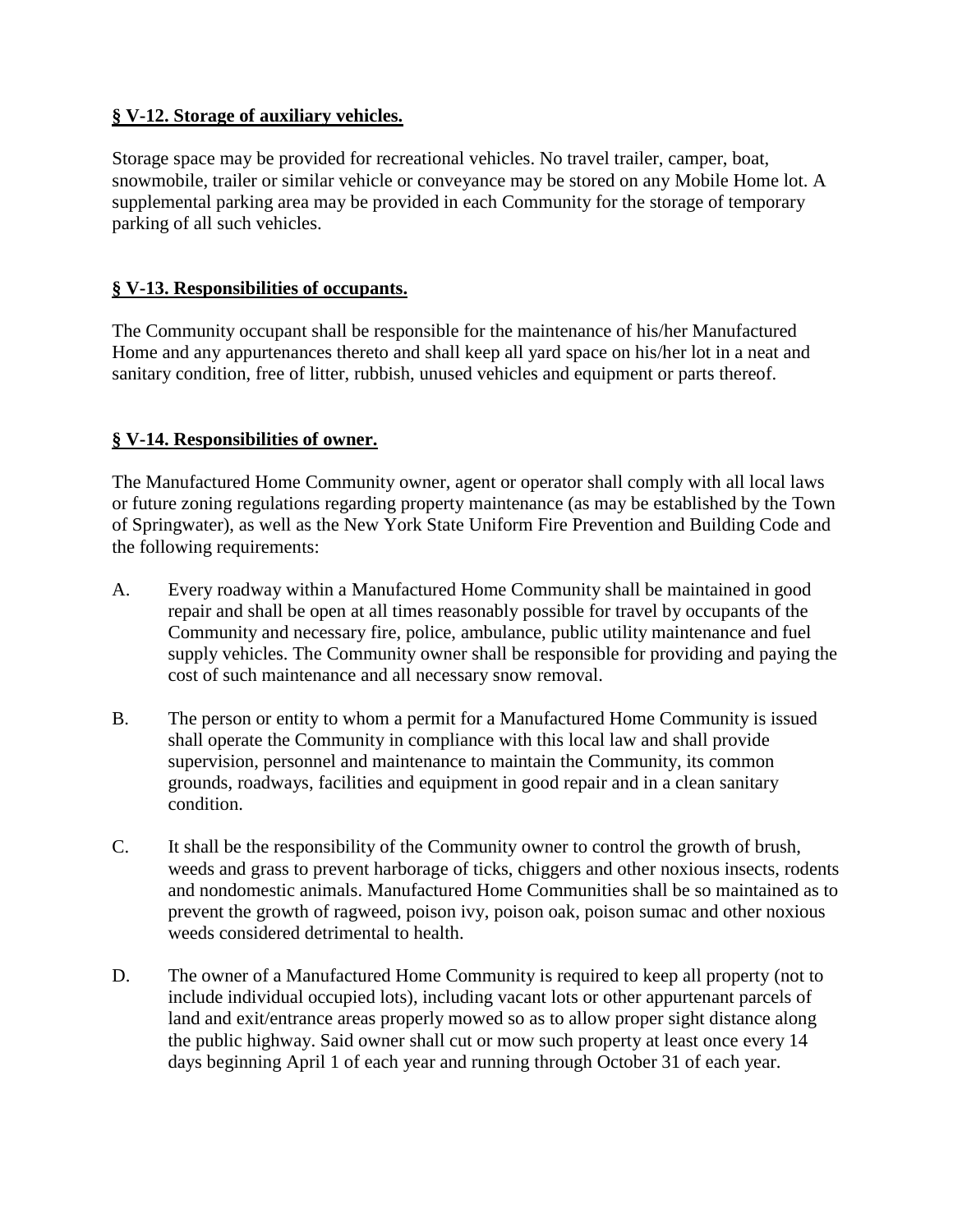**§ V-12. Storage of auxiliary vehicles.**

Storage space may be provided for recreational vehicles. No travel trailer, camper, boat, snowmobile, trailer or similar vehicle or conveyance may be stored on any Mobile Home lot. A supplemental parking area may be provided in each Community for the storage of temporary parking of all such vehicles.

**§ V-13. Responsibilities of occupants.**

The Community occupant shall be responsible for the maintenance of his/her Manufactured Home and any appurtenances thereto and shall keep all yard space on his/her lot in a neat and sanitary condition, free of litter, rubbish, unused vehicles and equipment or parts thereof.

**§ V-14. Responsibilities of owner.**

The Manufactured Home Community owner, agent or operator shall comply with all local laws or future zoning regulations regarding property maintenance (as may be established by the Town of Springwater), as well as the New York State Uniform Fire Prevention and Building Code and the following requirements:

A. Every roadway within a Manufactured Home Community shall be maintained in good repair and shall be open at all times reasonably possible for travel by occupants of the Community and necessary fire, police, ambulance, public utility maintenance and fuel supply vehicles. The Community owner shall be responsible for providing and paying the cost of such maintenance and all necessary snow removal.

B. The person or entity to whom a permit for a Manufactured Home Community is issued shall operate the Community in compliance with this local law and shall provide supervision, personnel and maintenance to maintain the Community, its common grounds, roadways, facilities and equipment in good repair and in a clean sanitary condition.

C. It shall be the responsibility of the Community owner to control the growth of brush, weeds and grass to prevent harborage of ticks, chiggers and other noxious insects, rodents and nondomestic animals. Manufactured Home Communities shall be so maintained as to prevent the growth of ragweed, poison ivy, poison oak, poison sumac and other noxious weeds considered detrimental to health.

D. The owner of a Manufactured Home Community is required to keep all property (not to include individual occupied lots), including vacant lots or other appurtenant parcels of land and exit/entrance areas properly mowed so as to allow proper sight distance along the public highway. Said owner shall cut or mow such property at least once every 14 days beginning April 1 of each year and running through October 31 of each year.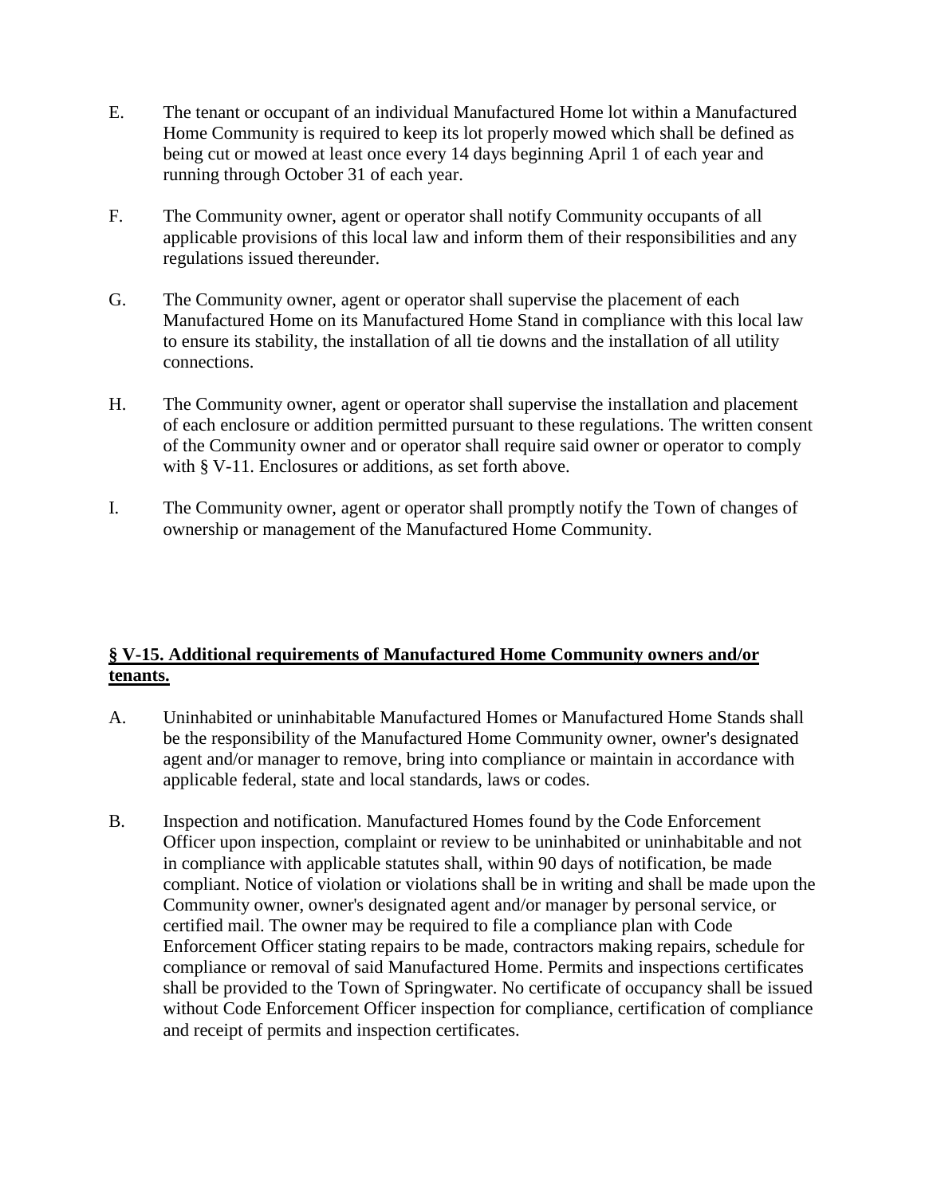E. The tenant or occupant of an individual Manufactured Home lot within a Manufactured Home Community is required to keep its lot properly mowed which shall be defined as being cut or mowed at least once every 14 days beginning April 1 of each year and running through October 31 of each year.

F. The Community owner, agent or operator shall notify Community occupants of all applicable provisions of this local law and inform them of their responsibilities and any regulations issued thereunder.

G. The Community owner, agent or operator shall supervise the placement of each Manufactured Home on its Manufactured Home Stand in compliance with this local law to ensure its stability, the installation of all tie downs and the installation of all utility connections.

H. The Community owner, agent or operator shall supervise the installation and placement of each enclosure or addition permitted pursuant to these regulations. The written consent of the Community owner and or operator shall require said owner or operator to comply with § V-11. Enclosures or additions, as set forth above.

I. The Community owner, agent or operator shall promptly notify the Town of changes of ownership or management of the Manufactured Home Community.

**§ V-15. Additional requirements of Manufactured Home Community owners and/or tenants.**

A. Uninhabited or uninhabitable Manufactured Homes or Manufactured Home Stands shall be the responsibility of the Manufactured Home Community owner, owner's designated agent and/or manager to remove, bring into compliance or maintain in accordance with applicable federal, state and local standards, laws or codes.

B. Inspection and notification. Manufactured Homes found by the Code Enforcement Officer upon inspection, complaint or review to be uninhabited or uninhabitable and not in compliance with applicable statutes shall, within 90 days of notification, be made compliant. Notice of violation or violations shall be in writing and shall be made upon the Community owner, owner's designated agent and/or manager by personal service, or certified mail. The owner may be required to file a compliance plan with Code Enforcement Officer stating repairs to be made, contractors making repairs, schedule for compliance or removal of said Manufactured Home. Permits and inspections certificates shall be provided to the Town of Springwater. No certificate of occupancy shall be issued without Code Enforcement Officer inspection for compliance, certification of compliance and receipt of permits and inspection certificates.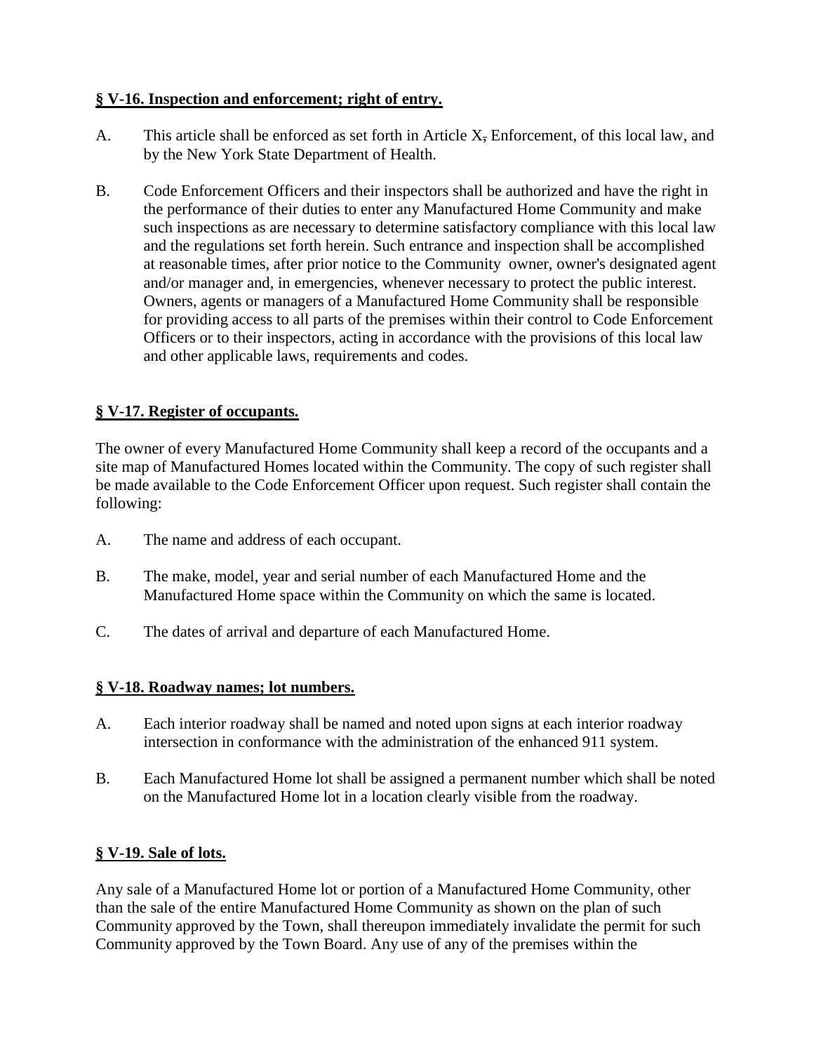**§ V-16. Inspection and enforcement; right of entry.**

A. This article shall be enforced as set forth in Article X, Enforcement, of this local law, and by the New York State Department of Health.

B. Code Enforcement Officers and their inspectors shall be authorized and have the right in the performance of their duties to enter any Manufactured Home Community and make such inspections as are necessary to determine satisfactory compliance with this local law and the regulations set forth herein. Such entrance and inspection shall be accomplished at reasonable times, after prior notice to the Community owner, owner's designated agent and/or manager and, in emergencies, whenever necessary to protect the public interest. Owners, agents or managers of a Manufactured Home Community shall be responsible for providing access to all parts of the premises within their control to Code Enforcement Officers or to their inspectors, acting in accordance with the provisions of this local law and other applicable laws, requirements and codes.

**§ V-17. Register of occupants.**

The owner of every Manufactured Home Community shall keep a record of the occupants and a site map of Manufactured Homes located within the Community. The copy of such register shall be made available to the Code Enforcement Officer upon request. Such register shall contain the following:

A. The name and address of each occupant.

B. The make, model, year and serial number of each Manufactured Home and the Manufactured Home space within the Community on which the same is located.

C. The dates of arrival and departure of each Manufactured Home.

**§ V-18. Roadway names; lot numbers.**

A. Each interior roadway shall be named and noted upon signs at each interior roadway intersection in conformance with the administration of the enhanced 911 system.

B. Each Manufactured Home lot shall be assigned a permanent number which shall be noted on the Manufactured Home lot in a location clearly visible from the roadway.

**§ V-19. Sale of lots.**

Any sale of a Manufactured Home lot or portion of a Manufactured Home Community, other than the sale of the entire Manufactured Home Community as shown on the plan of such Community approved by the Town, shall thereupon immediately invalidate the permit for such Community approved by the Town Board. Any use of any of the premises within the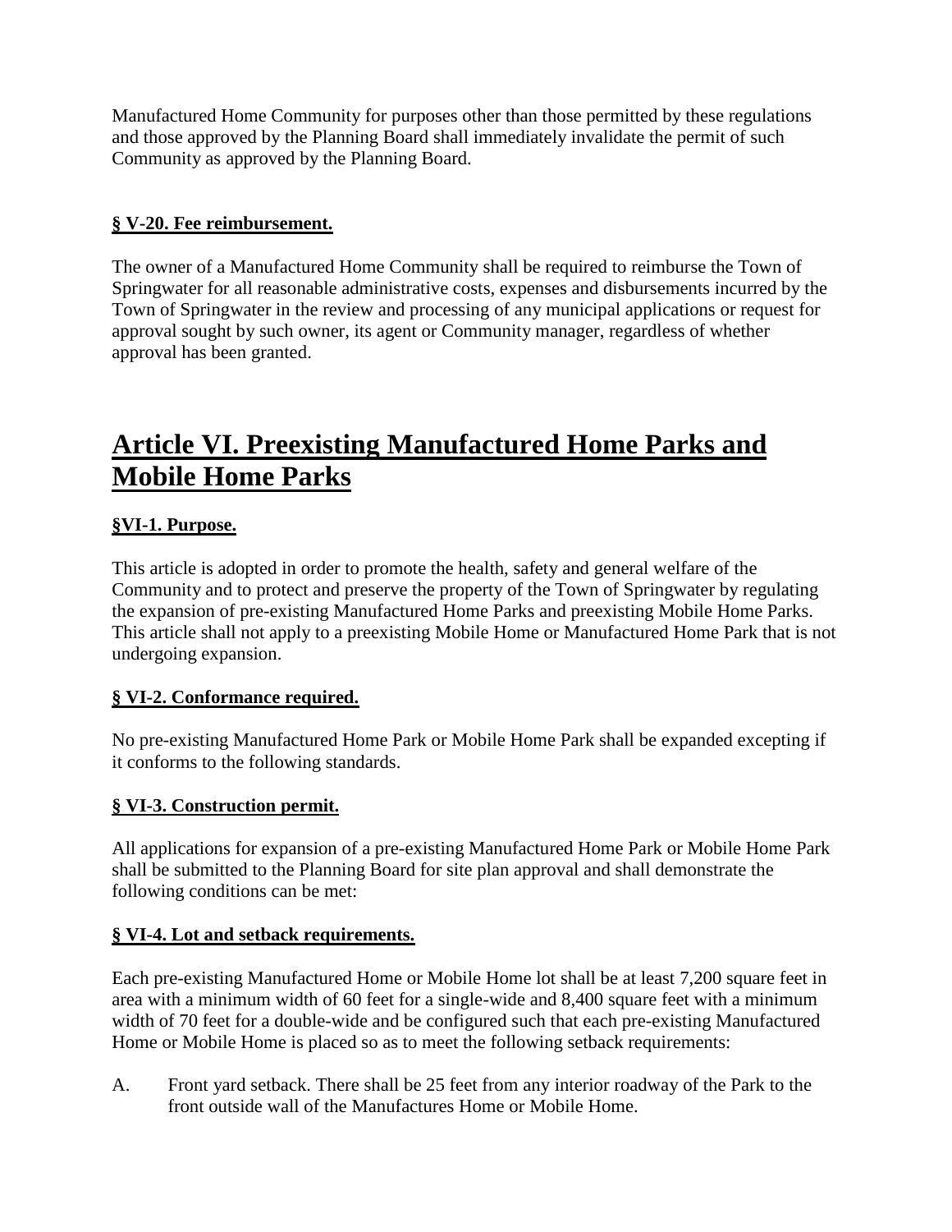Manufactured Home Community for purposes other than those permitted by these regulations and those approved by the Planning Board shall immediately invalidate the permit of such Community as approved by the Planning Board.

### § V-20. Fee reimbursement.

The owner of a Manufactured Home Community shall be required to reimburse the Town of Springwater for all reasonable administrative costs, expenses and disbursements incurred by the Town of Springwater in the review and processing of any municipal applications or request for approval sought by such owner, its agent or Community manager, regardless of whether approval has been granted.

# Article VI. Preexisting Manufactured Home Parks and Mobile Home Parks

### §VI-1. Purpose.

This article is adopted in order to promote the health, safety and general welfare of the Community and to protect and preserve the property of the Town of Springwater by regulating the expansion of pre-existing Manufactured Home Parks and preexisting Mobile Home Parks. This article shall not apply to a preexisting Mobile Home or Manufactured Home Park that is not undergoing expansion.

### § VI-2. Conformance required.

No pre-existing Manufactured Home Park or Mobile Home Park shall be expanded excepting if it conforms to the following standards.

### § VI-3. Construction permit.

All applications for expansion of a pre-existing Manufactured Home Park or Mobile Home Park shall be submitted to the Planning Board for site plan approval and shall demonstrate the following conditions can be met:

### § VI-4. Lot and setback requirements.

Each pre-existing Manufactured Home or Mobile Home lot shall be at least 7,200 square feet in area with a minimum width of 60 feet for a single-wide and 8,400 square feet with a minimum width of 70 feet for a double-wide and be configured such that each pre-existing Manufactured Home or Mobile Home is placed so as to meet the following setback requirements:

A. Front yard setback. There shall be 25 feet from any interior roadway of the Park to the front outside wall of the Manufactures Home or Mobile Home.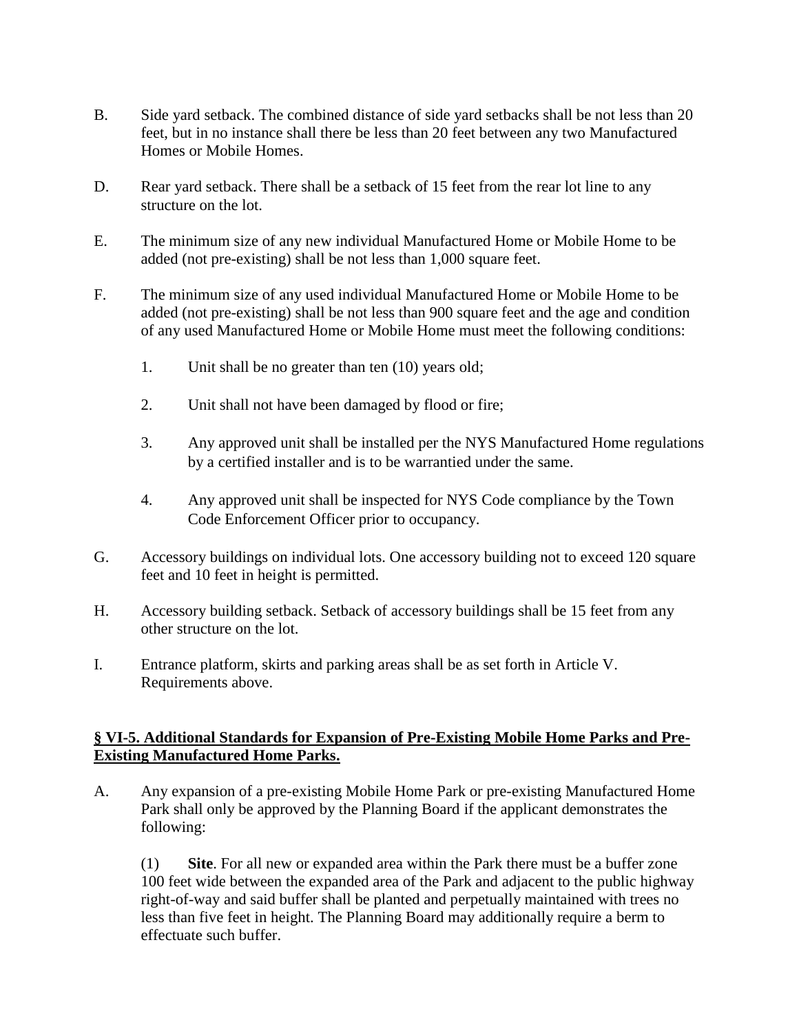B. Side yard setback. The combined distance of side yard setbacks shall be not less than 20 feet, but in no instance shall there be less than 20 feet between any two Manufactured Homes or Mobile Homes.

D. Rear yard setback. There shall be a setback of 15 feet from the rear lot line to any structure on the lot.

E. The minimum size of any new individual Manufactured Home or Mobile Home to be added (not pre-existing) shall be not less than 1,000 square feet.

F. The minimum size of any used individual Manufactured Home or Mobile Home to be added (not pre-existing) shall be not less than 900 square feet and the age and condition of any used Manufactured Home or Mobile Home must meet the following conditions:

1. Unit shall be no greater than ten (10) years old;

2. Unit shall not have been damaged by flood or fire;

3. Any approved unit shall be installed per the NYS Manufactured Home regulations by a certified installer and is to be warrantied under the same.

4. Any approved unit shall be inspected for NYS Code compliance by the Town Code Enforcement Officer prior to occupancy.

G. Accessory buildings on individual lots. One accessory building not to exceed 120 square feet and 10 feet in height is permitted.

H. Accessory building setback. Setback of accessory buildings shall be 15 feet from any other structure on the lot.

I. Entrance platform, skirts and parking areas shall be as set forth in Article V. Requirements above.

**§ VI-5. Additional Standards for Expansion of Pre-Existing Mobile Home Parks and Pre-Existing Manufactured Home Parks.**

A. Any expansion of a pre-existing Mobile Home Park or pre-existing Manufactured Home Park shall only be approved by the Planning Board if the applicant demonstrates the following:

(1) **Site**. For all new or expanded area within the Park there must be a buffer zone 100 feet wide between the expanded area of the Park and adjacent to the public highway right-of-way and said buffer shall be planted and perpetually maintained with trees no less than five feet in height. The Planning Board may additionally require a berm to effectuate such buffer.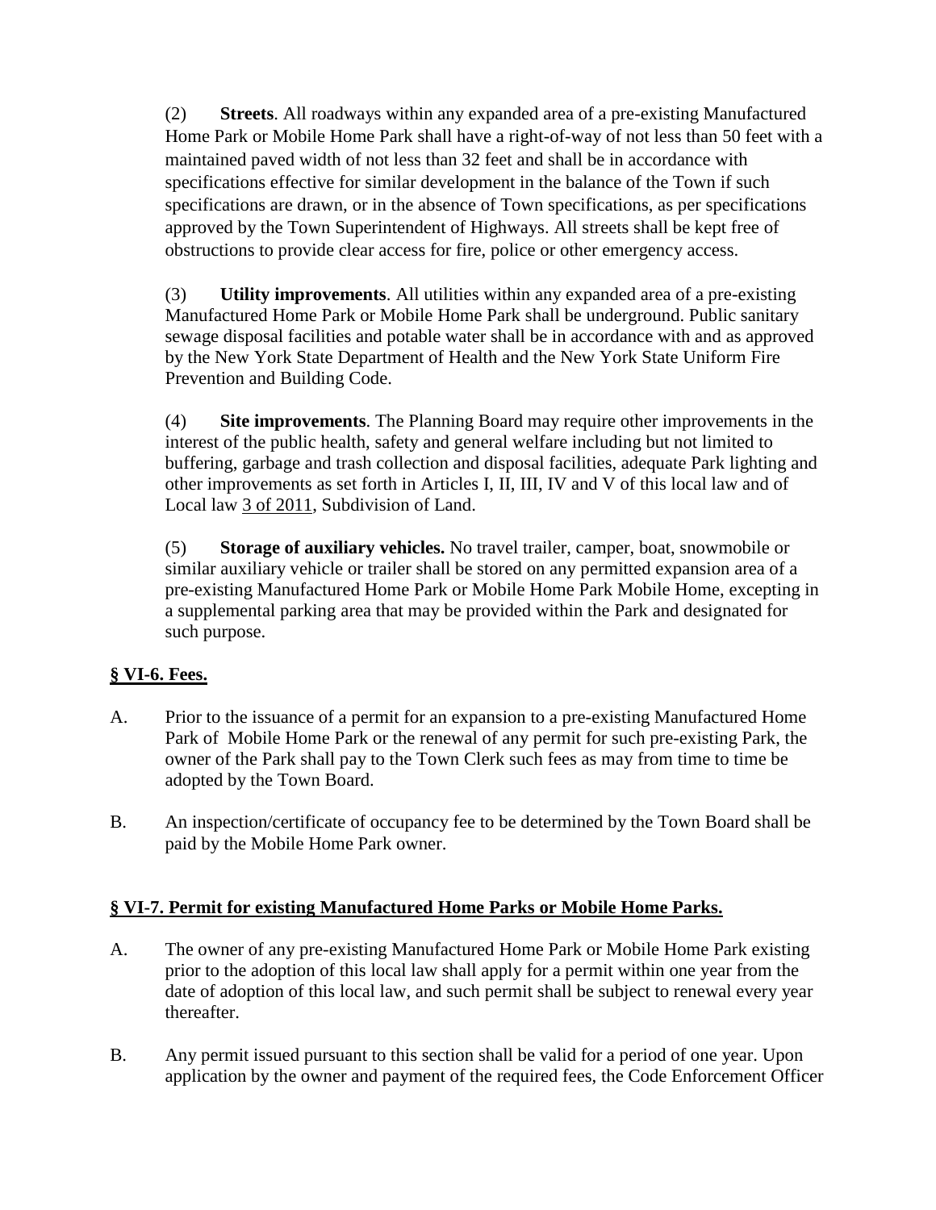(2) **Streets**. All roadways within any expanded area of a pre-existing Manufactured Home Park or Mobile Home Park shall have a right-of-way of not less than 50 feet with a maintained paved width of not less than 32 feet and shall be in accordance with specifications effective for similar development in the balance of the Town if such specifications are drawn, or in the absence of Town specifications, as per specifications approved by the Town Superintendent of Highways. All streets shall be kept free of obstructions to provide clear access for fire, police or other emergency access.

(3) **Utility improvements**. All utilities within any expanded area of a pre-existing Manufactured Home Park or Mobile Home Park shall be underground. Public sanitary sewage disposal facilities and potable water shall be in accordance with and as approved by the New York State Department of Health and the New York State Uniform Fire Prevention and Building Code.

(4) **Site improvements**. The Planning Board may require other improvements in the interest of the public health, safety and general welfare including but not limited to buffering, garbage and trash collection and disposal facilities, adequate Park lighting and other improvements as set forth in Articles I, II, III, IV and V of this local law and of Local law 3 of 2011, Subdivision of Land.

(5) **Storage of auxiliary vehicles.** No travel trailer, camper, boat, snowmobile or similar auxiliary vehicle or trailer shall be stored on any permitted expansion area of a pre-existing Manufactured Home Park or Mobile Home Park Mobile Home, excepting in a supplemental parking area that may be provided within the Park and designated for such purpose.

## § VI-6. Fees.

A. Prior to the issuance of a permit for an expansion to a pre-existing Manufactured Home Park of Mobile Home Park or the renewal of any permit for such pre-existing Park, the owner of the Park shall pay to the Town Clerk such fees as may from time to time be adopted by the Town Board.

B. An inspection/certificate of occupancy fee to be determined by the Town Board shall be paid by the Mobile Home Park owner.

## § VI-7. Permit for existing Manufactured Home Parks or Mobile Home Parks.

A. The owner of any pre-existing Manufactured Home Park or Mobile Home Park existing prior to the adoption of this local law shall apply for a permit within one year from the date of adoption of this local law, and such permit shall be subject to renewal every year thereafter.

B. Any permit issued pursuant to this section shall be valid for a period of one year. Upon application by the owner and payment of the required fees, the Code Enforcement Officer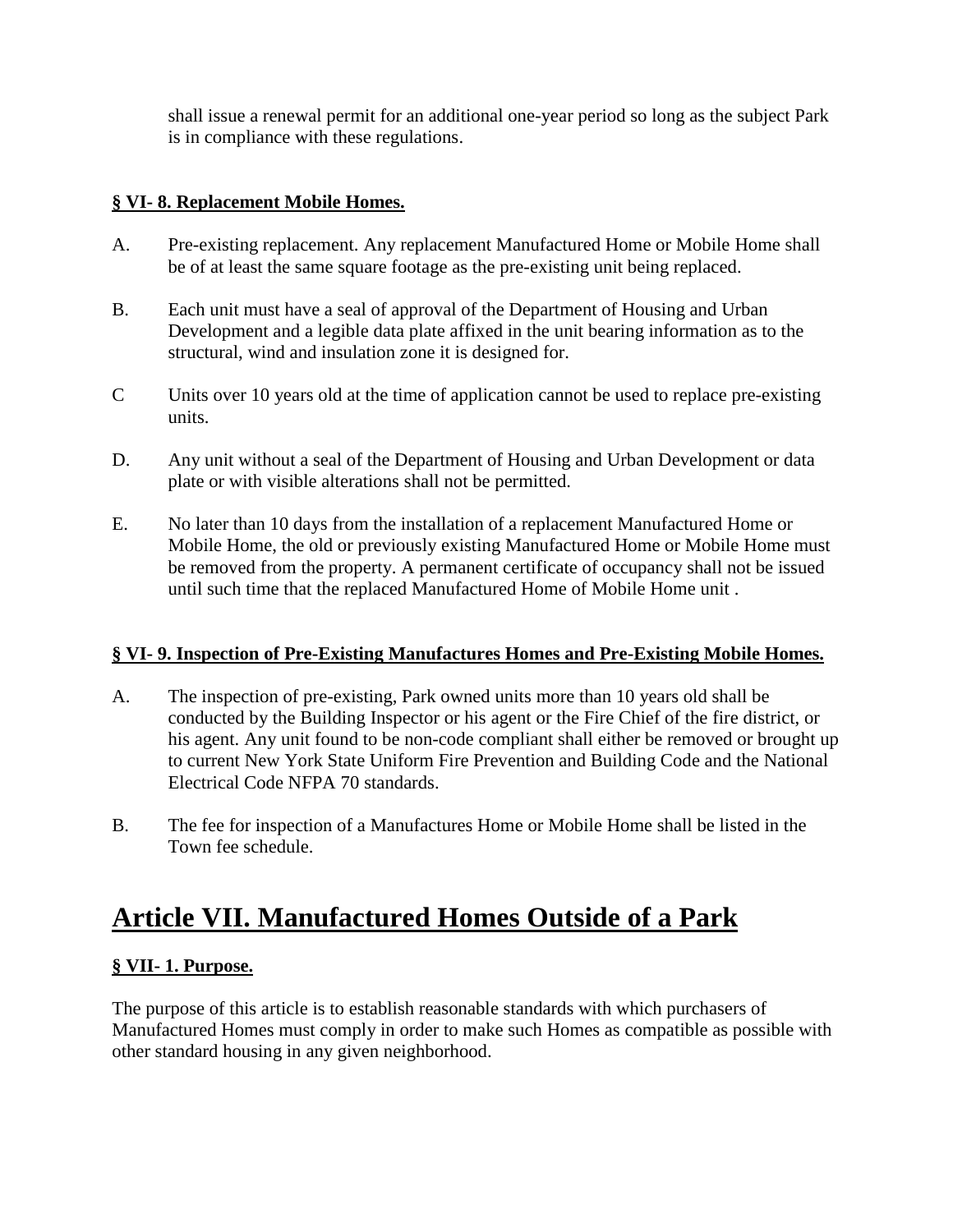shall issue a renewal permit for an additional one-year period so long as the subject Park is in compliance with these regulations.

**§ VI- 8. Replacement Mobile Homes.**

A. Pre-existing replacement. Any replacement Manufactured Home or Mobile Home shall be of at least the same square footage as the pre-existing unit being replaced.

B. Each unit must have a seal of approval of the Department of Housing and Urban Development and a legible data plate affixed in the unit bearing information as to the structural, wind and insulation zone it is designed for.

C Units over 10 years old at the time of application cannot be used to replace pre-existing units.

D. Any unit without a seal of the Department of Housing and Urban Development or data plate or with visible alterations shall not be permitted.

E. No later than 10 days from the installation of a replacement Manufactured Home or Mobile Home, the old or previously existing Manufactured Home or Mobile Home must be removed from the property. A permanent certificate of occupancy shall not be issued until such time that the replaced Manufactured Home of Mobile Home unit .

**§ VI- 9. Inspection of Pre-Existing Manufactures Homes and Pre-Existing Mobile Homes.**

A. The inspection of pre-existing, Park owned units more than 10 years old shall be conducted by the Building Inspector or his agent or the Fire Chief of the fire district, or his agent. Any unit found to be non-code compliant shall either be removed or brought up to current New York State Uniform Fire Prevention and Building Code and the National Electrical Code NFPA 70 standards.

B. The fee for inspection of a Manufactures Home or Mobile Home shall be listed in the Town fee schedule.

# Article VII. Manufactured Homes Outside of a Park

**§ VII- 1. Purpose.**

The purpose of this article is to establish reasonable standards with which purchasers of Manufactured Homes must comply in order to make such Homes as compatible as possible with other standard housing in any given neighborhood.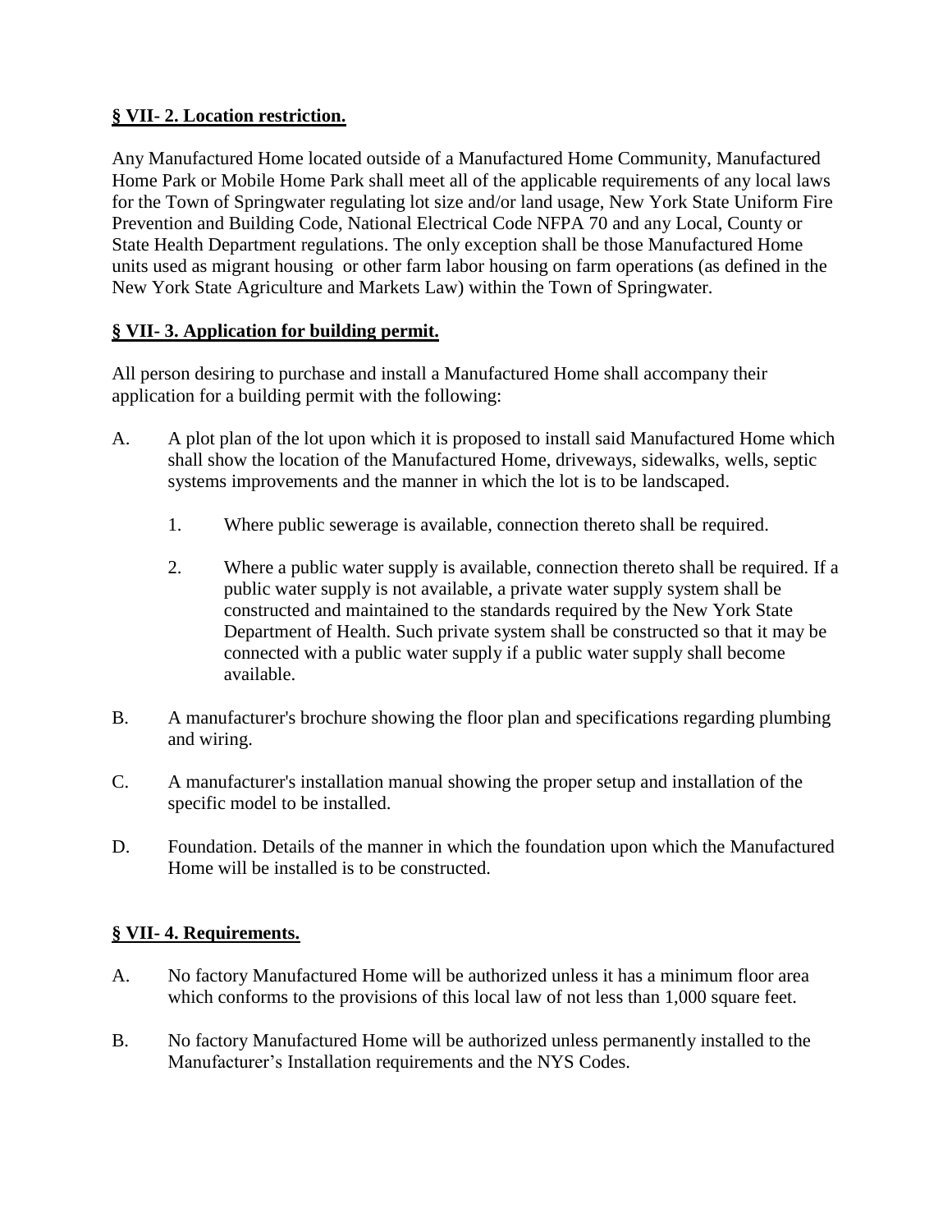**§ VII- 2. Location restriction.**

Any Manufactured Home located outside of a Manufactured Home Community, Manufactured Home Park or Mobile Home Park shall meet all of the applicable requirements of any local laws for the Town of Springwater regulating lot size and/or land usage, New York State Uniform Fire Prevention and Building Code, National Electrical Code NFPA 70 and any Local, County or State Health Department regulations. The only exception shall be those Manufactured Home units used as migrant housing or other farm labor housing on farm operations (as defined in the New York State Agriculture and Markets Law) within the Town of Springwater.

**§ VII- 3. Application for building permit.**

All person desiring to purchase and install a Manufactured Home shall accompany their application for a building permit with the following:

A. A plot plan of the lot upon which it is proposed to install said Manufactured Home which shall show the location of the Manufactured Home, driveways, sidewalks, wells, septic systems improvements and the manner in which the lot is to be landscaped.

   1. Where public sewerage is available, connection thereto shall be required.

   2. Where a public water supply is available, connection thereto shall be required. If a public water supply is not available, a private water supply system shall be constructed and maintained to the standards required by the New York State Department of Health. Such private system shall be constructed so that it may be connected with a public water supply if a public water supply shall become available.

B. A manufacturer's brochure showing the floor plan and specifications regarding plumbing and wiring.

C. A manufacturer's installation manual showing the proper setup and installation of the specific model to be installed.

D. Foundation. Details of the manner in which the foundation upon which the Manufactured Home will be installed is to be constructed.

**§ VII- 4. Requirements.**

A. No factory Manufactured Home will be authorized unless it has a minimum floor area which conforms to the provisions of this local law of not less than 1,000 square feet.

B. No factory Manufactured Home will be authorized unless permanently installed to the Manufacturer's Installation requirements and the NYS Codes.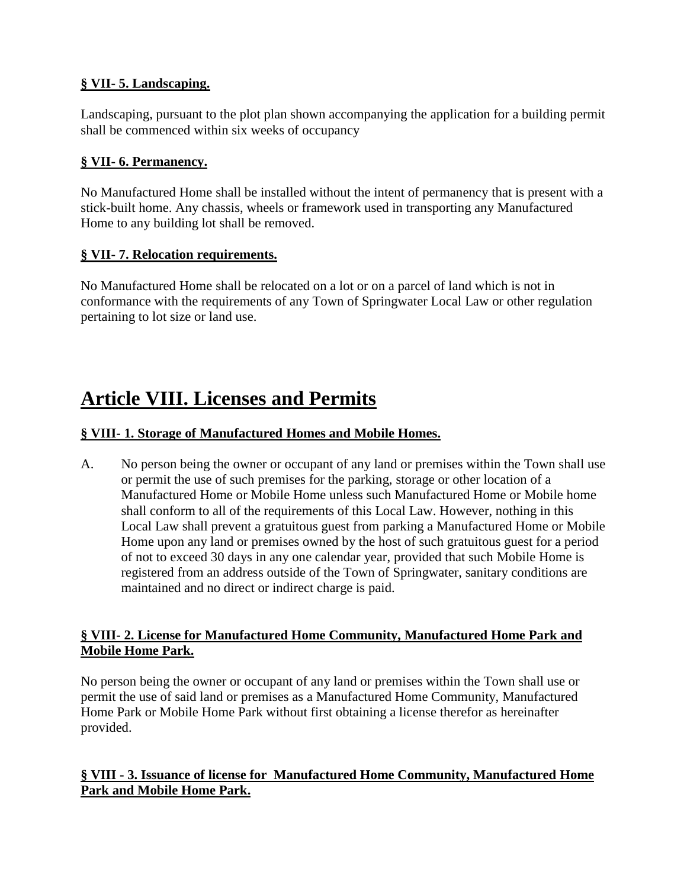**§ VII- 5. Landscaping.**

Landscaping, pursuant to the plot plan shown accompanying the application for a building permit shall be commenced within six weeks of occupancy

**§ VII- 6. Permanency.**

No Manufactured Home shall be installed without the intent of permanency that is present with a stick-built home. Any chassis, wheels or framework used in transporting any Manufactured Home to any building lot shall be removed.

**§ VII- 7. Relocation requirements.**

No Manufactured Home shall be relocated on a lot or on a parcel of land which is not in conformance with the requirements of any Town of Springwater Local Law or other regulation pertaining to lot size or land use.

# Article VIII. Licenses and Permits

**§ VIII- 1. Storage of Manufactured Homes and Mobile Homes.**

A. No person being the owner or occupant of any land or premises within the Town shall use or permit the use of such premises for the parking, storage or other location of a Manufactured Home or Mobile Home unless such Manufactured Home or Mobile home shall conform to all of the requirements of this Local Law. However, nothing in this Local Law shall prevent a gratuitous guest from parking a Manufactured Home or Mobile Home upon any land or premises owned by the host of such gratuitous guest for a period of not to exceed 30 days in any one calendar year, provided that such Mobile Home is registered from an address outside of the Town of Springwater, sanitary conditions are maintained and no direct or indirect charge is paid.

**§ VIII- 2. License for Manufactured Home Community, Manufactured Home Park and Mobile Home Park.**

No person being the owner or occupant of any land or premises within the Town shall use or permit the use of said land or premises as a Manufactured Home Community, Manufactured Home Park or Mobile Home Park without first obtaining a license therefor as hereinafter provided.

**§ VIII - 3. Issuance of license for Manufactured Home Community, Manufactured Home Park and Mobile Home Park.**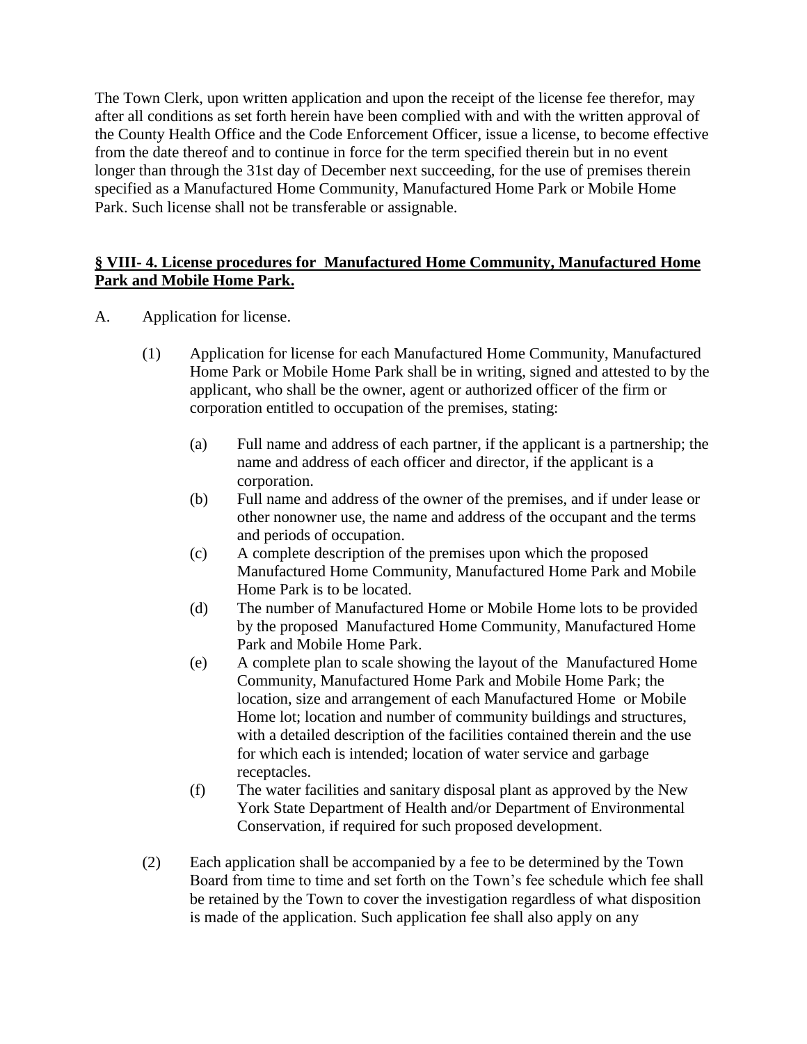The Town Clerk, upon written application and upon the receipt of the license fee therefor, may after all conditions as set forth herein have been complied with and with the written approval of the County Health Office and the Code Enforcement Officer, issue a license, to become effective from the date thereof and to continue in force for the term specified therein but in no event longer than through the 31st day of December next succeeding, for the use of premises therein specified as a Manufactured Home Community, Manufactured Home Park or Mobile Home Park. Such license shall not be transferable or assignable.

**§ VIII- 4. License procedures for Manufactured Home Community, Manufactured Home Park and Mobile Home Park.**

A. Application for license.

(1) Application for license for each Manufactured Home Community, Manufactured Home Park or Mobile Home Park shall be in writing, signed and attested to by the applicant, who shall be the owner, agent or authorized officer of the firm or corporation entitled to occupation of the premises, stating:

(a) Full name and address of each partner, if the applicant is a partnership; the name and address of each officer and director, if the applicant is a corporation.

(b) Full name and address of the owner of the premises, and if under lease or other nonowner use, the name and address of the occupant and the terms and periods of occupation.

(c) A complete description of the premises upon which the proposed Manufactured Home Community, Manufactured Home Park and Mobile Home Park is to be located.

(d) The number of Manufactured Home or Mobile Home lots to be provided by the proposed Manufactured Home Community, Manufactured Home Park and Mobile Home Park.

(e) A complete plan to scale showing the layout of the Manufactured Home Community, Manufactured Home Park and Mobile Home Park; the location, size and arrangement of each Manufactured Home or Mobile Home lot; location and number of community buildings and structures, with a detailed description of the facilities contained therein and the use for which each is intended; location of water service and garbage receptacles.

(f) The water facilities and sanitary disposal plant as approved by the New York State Department of Health and/or Department of Environmental Conservation, if required for such proposed development.

(2) Each application shall be accompanied by a fee to be determined by the Town Board from time to time and set forth on the Town's fee schedule which fee shall be retained by the Town to cover the investigation regardless of what disposition is made of the application. Such application fee shall also apply on any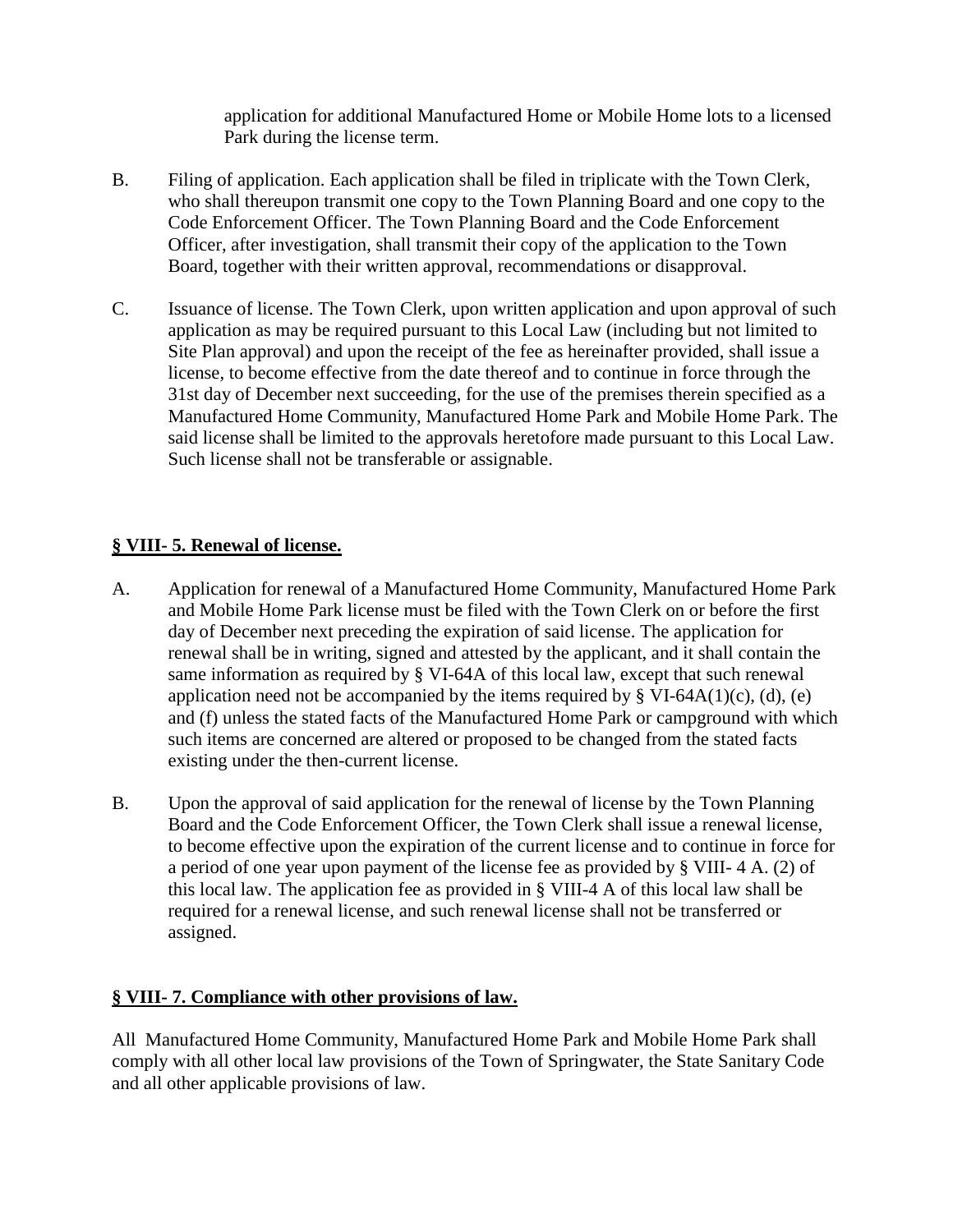application for additional Manufactured Home or Mobile Home lots to a licensed Park during the license term.

B. Filing of application. Each application shall be filed in triplicate with the Town Clerk, who shall thereupon transmit one copy to the Town Planning Board and one copy to the Code Enforcement Officer. The Town Planning Board and the Code Enforcement Officer, after investigation, shall transmit their copy of the application to the Town Board, together with their written approval, recommendations or disapproval.

C. Issuance of license. The Town Clerk, upon written application and upon approval of such application as may be required pursuant to this Local Law (including but not limited to Site Plan approval) and upon the receipt of the fee as hereinafter provided, shall issue a license, to become effective from the date thereof and to continue in force through the 31st day of December next succeeding, for the use of the premises therein specified as a Manufactured Home Community, Manufactured Home Park and Mobile Home Park. The said license shall be limited to the approvals heretofore made pursuant to this Local Law. Such license shall not be transferable or assignable.

**§ VIII- 5. Renewal of license.**

A. Application for renewal of a Manufactured Home Community, Manufactured Home Park and Mobile Home Park license must be filed with the Town Clerk on or before the first day of December next preceding the expiration of said license. The application for renewal shall be in writing, signed and attested by the applicant, and it shall contain the same information as required by § VI-64A of this local law, except that such renewal application need not be accompanied by the items required by § VI-64A(1)(c), (d), (e) and (f) unless the stated facts of the Manufactured Home Park or campground with which such items are concerned are altered or proposed to be changed from the stated facts existing under the then-current license.

B. Upon the approval of said application for the renewal of license by the Town Planning Board and the Code Enforcement Officer, the Town Clerk shall issue a renewal license, to become effective upon the expiration of the current license and to continue in force for a period of one year upon payment of the license fee as provided by § VIII- 4 A. (2) of this local law. The application fee as provided in § VIII-4 A of this local law shall be required for a renewal license, and such renewal license shall not be transferred or assigned.

**§ VIII- 7. Compliance with other provisions of law.**

All Manufactured Home Community, Manufactured Home Park and Mobile Home Park shall comply with all other local law provisions of the Town of Springwater, the State Sanitary Code and all other applicable provisions of law.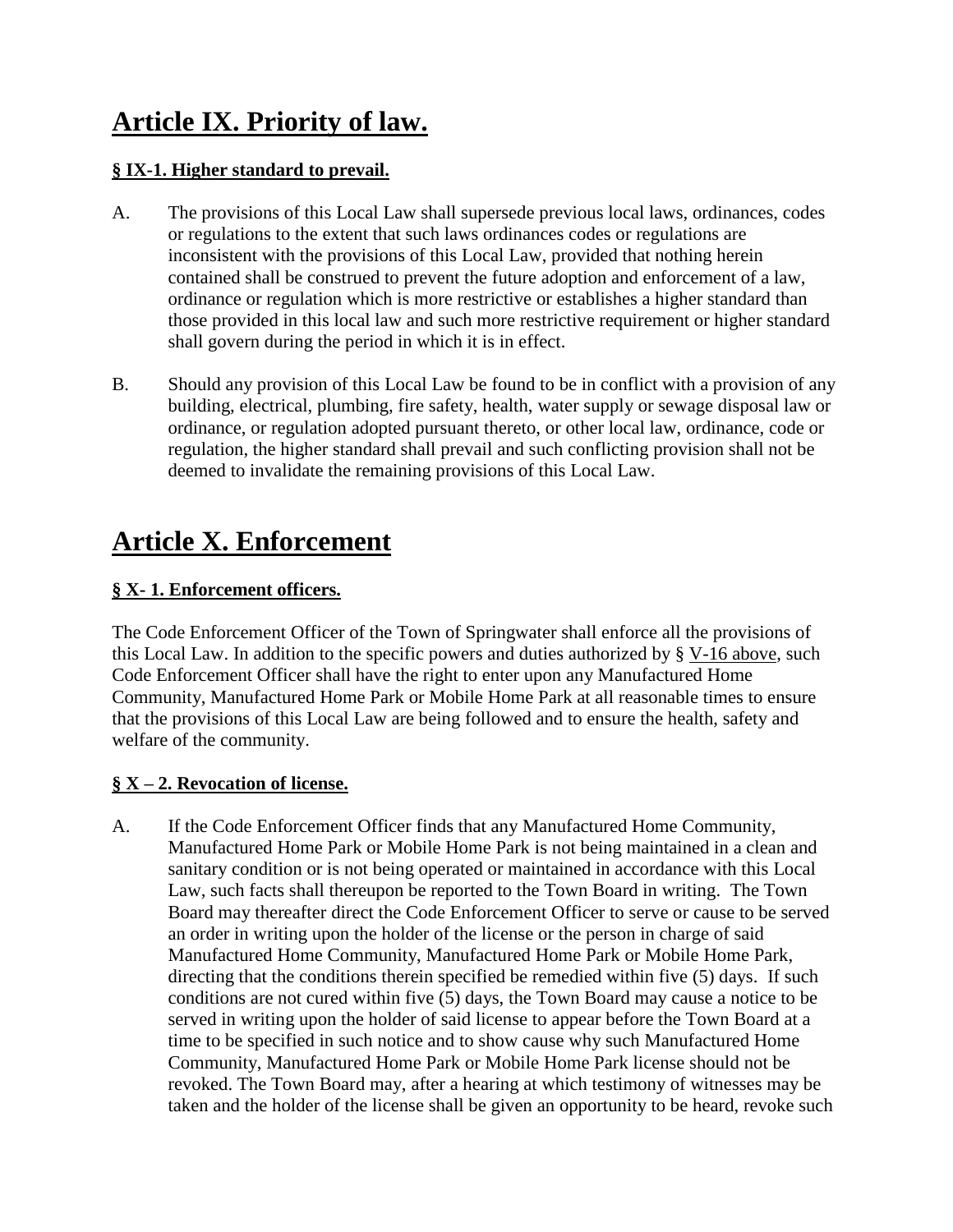# Article IX. Priority of law.

**§ IX-1. Higher standard to prevail.**

A. The provisions of this Local Law shall supersede previous local laws, ordinances, codes or regulations to the extent that such laws ordinances codes or regulations are inconsistent with the provisions of this Local Law, provided that nothing herein contained shall be construed to prevent the future adoption and enforcement of a law, ordinance or regulation which is more restrictive or establishes a higher standard than those provided in this local law and such more restrictive requirement or higher standard shall govern during the period in which it is in effect.

B. Should any provision of this Local Law be found to be in conflict with a provision of any building, electrical, plumbing, fire safety, health, water supply or sewage disposal law or ordinance, or regulation adopted pursuant thereto, or other local law, ordinance, code or regulation, the higher standard shall prevail and such conflicting provision shall not be deemed to invalidate the remaining provisions of this Local Law.

# Article X. Enforcement

**§ X- 1. Enforcement officers.**

The Code Enforcement Officer of the Town of Springwater shall enforce all the provisions of this Local Law. In addition to the specific powers and duties authorized by § V-16 above, such Code Enforcement Officer shall have the right to enter upon any Manufactured Home Community, Manufactured Home Park or Mobile Home Park at all reasonable times to ensure that the provisions of this Local Law are being followed and to ensure the health, safety and welfare of the community.

**§ X – 2. Revocation of license.**

A. If the Code Enforcement Officer finds that any Manufactured Home Community, Manufactured Home Park or Mobile Home Park is not being maintained in a clean and sanitary condition or is not being operated or maintained in accordance with this Local Law, such facts shall thereupon be reported to the Town Board in writing. The Town Board may thereafter direct the Code Enforcement Officer to serve or cause to be served an order in writing upon the holder of the license or the person in charge of said Manufactured Home Community, Manufactured Home Park or Mobile Home Park, directing that the conditions therein specified be remedied within five (5) days. If such conditions are not cured within five (5) days, the Town Board may cause a notice to be served in writing upon the holder of said license to appear before the Town Board at a time to be specified in such notice and to show cause why such Manufactured Home Community, Manufactured Home Park or Mobile Home Park license should not be revoked. The Town Board may, after a hearing at which testimony of witnesses may be taken and the holder of the license shall be given an opportunity to be heard, revoke such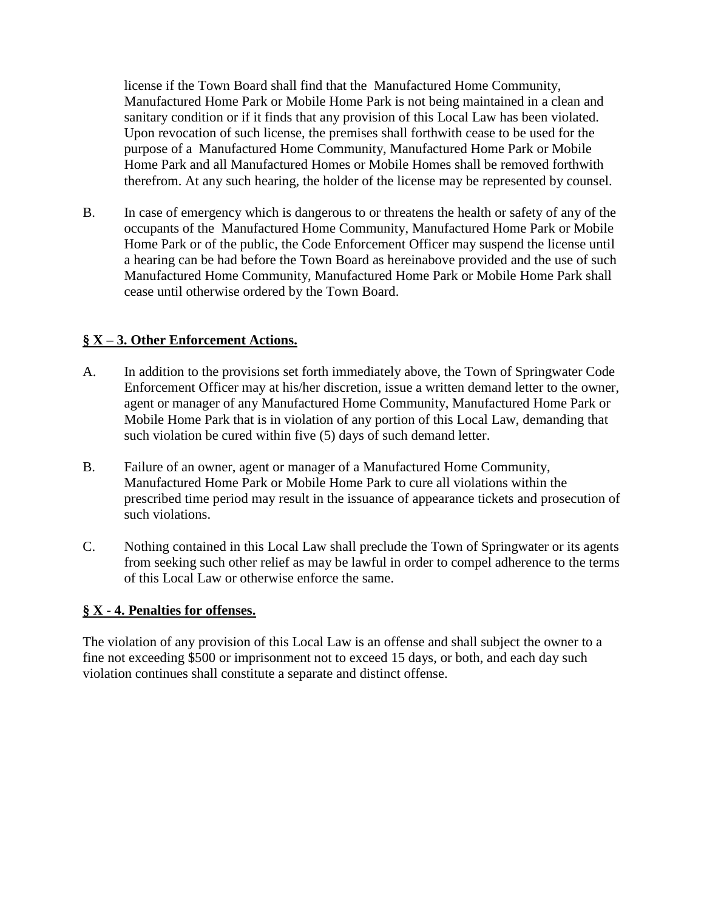license if the Town Board shall find that the Manufactured Home Community, Manufactured Home Park or Mobile Home Park is not being maintained in a clean and sanitary condition or if it finds that any provision of this Local Law has been violated. Upon revocation of such license, the premises shall forthwith cease to be used for the purpose of a Manufactured Home Community, Manufactured Home Park or Mobile Home Park and all Manufactured Homes or Mobile Homes shall be removed forthwith therefrom. At any such hearing, the holder of the license may be represented by counsel.

B. In case of emergency which is dangerous to or threatens the health or safety of any of the occupants of the Manufactured Home Community, Manufactured Home Park or Mobile Home Park or of the public, the Code Enforcement Officer may suspend the license until a hearing can be had before the Town Board as hereinabove provided and the use of such Manufactured Home Community, Manufactured Home Park or Mobile Home Park shall cease until otherwise ordered by the Town Board.

**§ X – 3. Other Enforcement Actions.**

A. In addition to the provisions set forth immediately above, the Town of Springwater Code Enforcement Officer may at his/her discretion, issue a written demand letter to the owner, agent or manager of any Manufactured Home Community, Manufactured Home Park or Mobile Home Park that is in violation of any portion of this Local Law, demanding that such violation be cured within five (5) days of such demand letter.

B. Failure of an owner, agent or manager of a Manufactured Home Community, Manufactured Home Park or Mobile Home Park to cure all violations within the prescribed time period may result in the issuance of appearance tickets and prosecution of such violations.

C. Nothing contained in this Local Law shall preclude the Town of Springwater or its agents from seeking such other relief as may be lawful in order to compel adherence to the terms of this Local Law or otherwise enforce the same.

**§ X - 4. Penalties for offenses.**

The violation of any provision of this Local Law is an offense and shall subject the owner to a fine not exceeding $500 or imprisonment not to exceed 15 days, or both, and each day such violation continues shall constitute a separate and distinct offense.